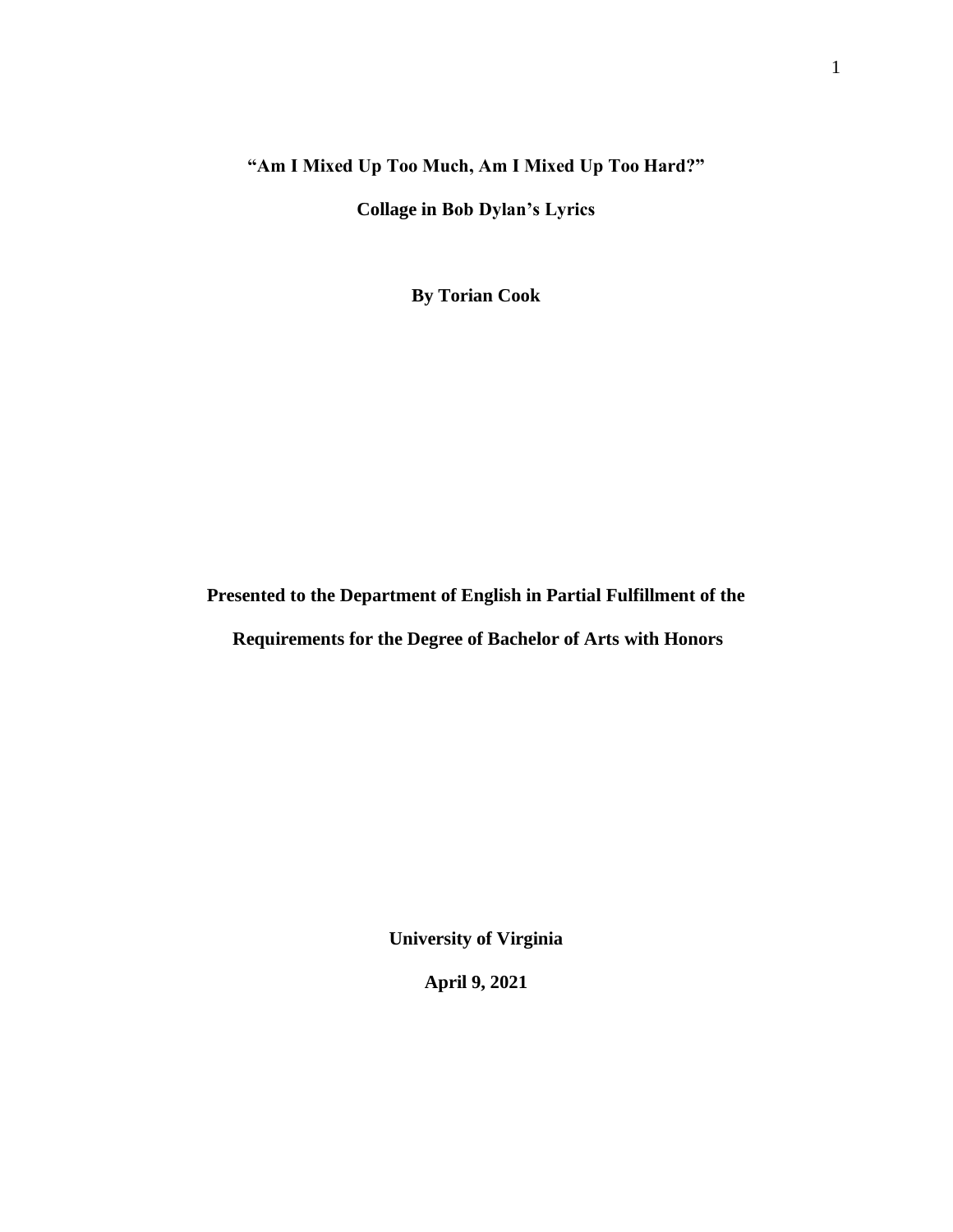# "Am I Mixed Up Too Much, Am I Mixed Up Too Hard?"

## Collage in Bob Dylan's Lyrics

**By Torian Cook**

**Presented to the Department of English in Partial Fulfillment of the Requirements for the Degree of Bachelor of Arts with Honors**

**University of Virginia**

**April 9, 2021**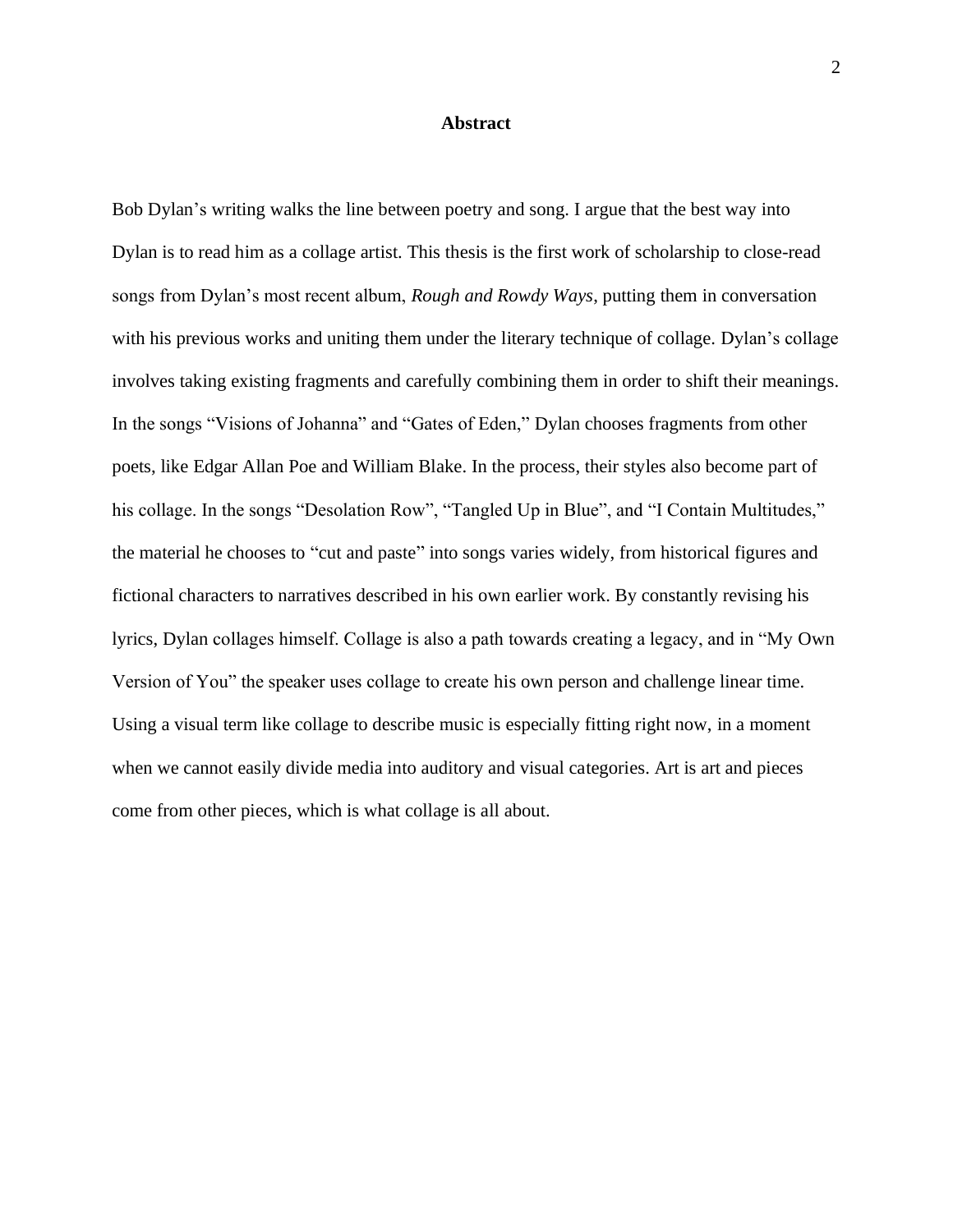# Abstract

Bob Dylan's writing walks the line between poetry and song. I argue that the best way into Dylan is to read him as a collage artist. This thesis is the first work of scholarship to close-read songs from Dylan's most recent album, *Rough and Rowdy Ways*, putting them in conversation with his previous works and uniting them under the literary technique of collage. Dylan's collage involves taking existing fragments and carefully combining them in order to shift their meanings. In the songs "Visions of Johanna" and "Gates of Eden," Dylan chooses fragments from other poets, like Edgar Allan Poe and William Blake. In the process, their styles also become part of his collage. In the songs "Desolation Row", "Tangled Up in Blue", and "I Contain Multitudes," the material he chooses to "cut and paste" into songs varies widely, from historical figures and fictional characters to narratives described in his own earlier work. By constantly revising his lyrics, Dylan collages himself. Collage is also a path towards creating a legacy, and in "My Own Version of You" the speaker uses collage to create his own person and challenge linear time. Using a visual term like collage to describe music is especially fitting right now, in a moment when we cannot easily divide media into auditory and visual categories. Art is art and pieces come from other pieces, which is what collage is all about.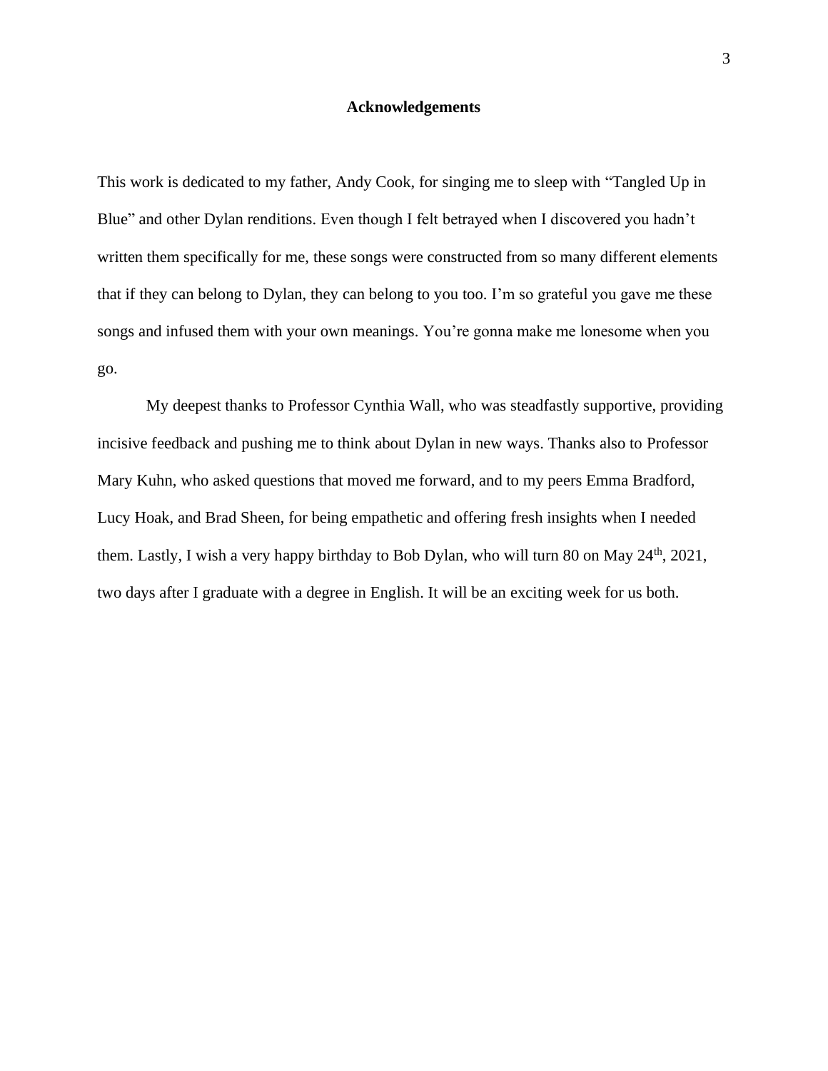## Acknowledgements

This work is dedicated to my father, Andy Cook, for singing me to sleep with "Tangled Up in Blue" and other Dylan renditions. Even though I felt betrayed when I discovered you hadn't written them specifically for me, these songs were constructed from so many different elements that if they can belong to Dylan, they can belong to you too. I'm so grateful you gave me these songs and infused them with your own meanings. You're gonna make me lonesome when you go.

My deepest thanks to Professor Cynthia Wall, who was steadfastly supportive, providing incisive feedback and pushing me to think about Dylan in new ways. Thanks also to Professor Mary Kuhn, who asked questions that moved me forward, and to my peers Emma Bradford, Lucy Hoak, and Brad Sheen, for being empathetic and offering fresh insights when I needed them. Lastly, I wish a very happy birthday to Bob Dylan, who will turn 80 on May 24th, 2021, two days after I graduate with a degree in English. It will be an exciting week for us both.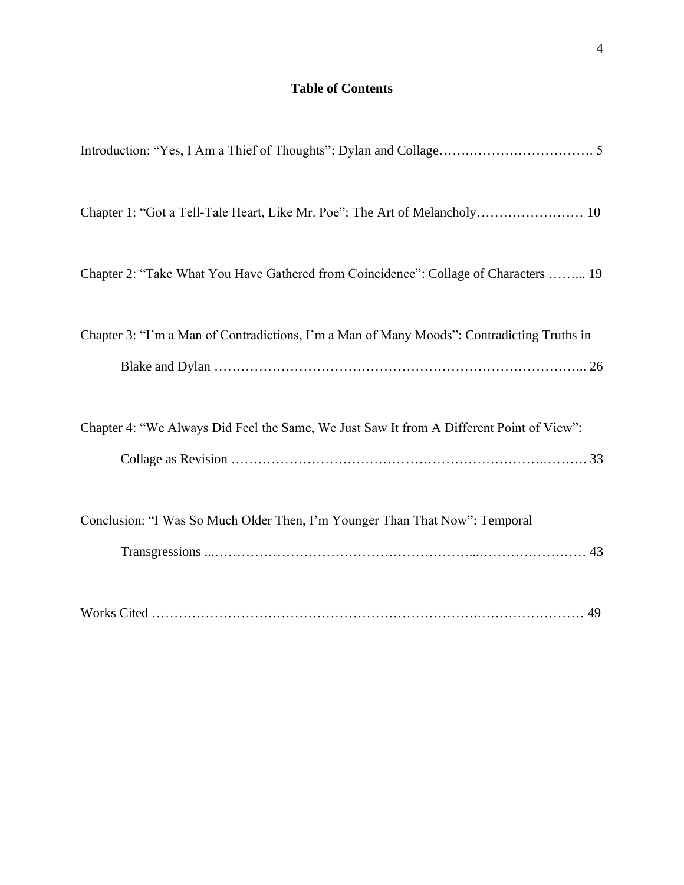## Table of Contents

Introduction: “Yes, I Am a Thief of Thoughts”: Dylan and Collage……..………………………. 5

Chapter 1: “Got a Tell-Tale Heart, Like Mr. Poe”: The Art of Melancholy…………………… 10

Chapter 2: “Take What You Have Gathered from Coincidence”: Collage of Characters ……... 19

Chapter 3: “I’m a Man of Contradictions, I’m a Man of Many Moods”: Contradicting Truths in Blake and Dylan ……………………………………………………………………... 26

Chapter 4: “We Always Did Feel the Same, We Just Saw It from A Different Point of View”: Collage as Revision ……………………………………………………….………. 33

Conclusion: “I Was So Much Older Then, I’m Younger Than That Now”: Temporal Transgressions ...…………………………………………...…………………… 43

Works Cited ……………………………………………………….…………………… 49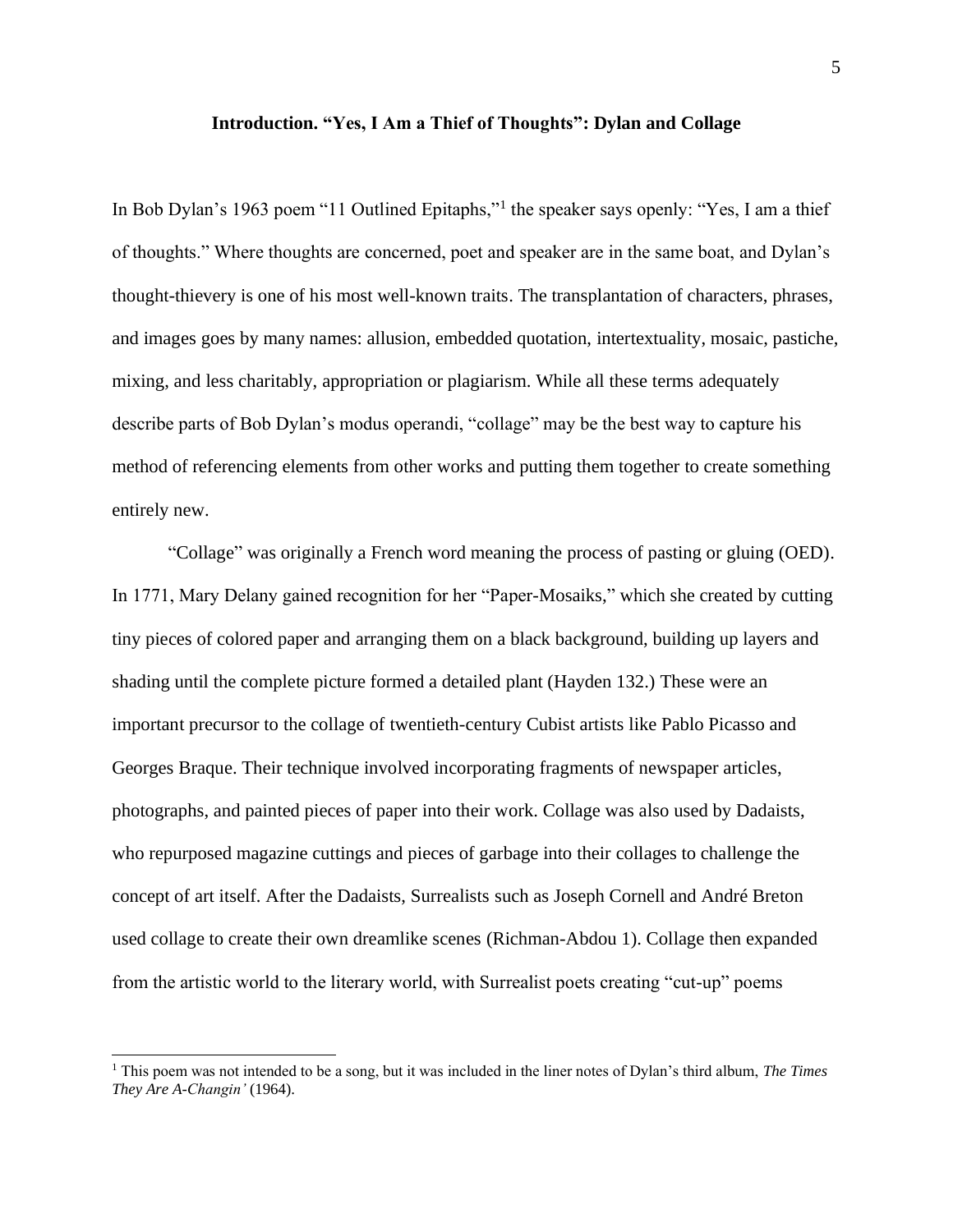## Introduction. "Yes, I Am a Thief of Thoughts": Dylan and Collage

In Bob Dylan's 1963 poem "11 Outlined Epitaphs,"[1] the speaker says openly: "Yes, I am a thief of thoughts." Where thoughts are concerned, poet and speaker are in the same boat, and Dylan's thought-thievery is one of his most well-known traits. The transplantation of characters, phrases, and images goes by many names: allusion, embedded quotation, intertextuality, mosaic, pastiche, mixing, and less charitably, appropriation or plagiarism. While all these terms adequately describe parts of Bob Dylan's modus operandi, "collage" may be the best way to capture his method of referencing elements from other works and putting them together to create something entirely new.

"Collage" was originally a French word meaning the process of pasting or gluing (OED). In 1771, Mary Delany gained recognition for her "Paper-Mosaiks," which she created by cutting tiny pieces of colored paper and arranging them on a black background, building up layers and shading until the complete picture formed a detailed plant (Hayden 132.) These were an important precursor to the collage of twentieth-century Cubist artists like Pablo Picasso and Georges Braque. Their technique involved incorporating fragments of newspaper articles, photographs, and painted pieces of paper into their work. Collage was also used by Dadaists, who repurposed magazine cuttings and pieces of garbage into their collages to challenge the concept of art itself. After the Dadaists, Surrealists such as Joseph Cornell and André Breton used collage to create their own dreamlike scenes (Richman-Abdou 1). Collage then expanded from the artistic world to the literary world, with Surrealist poets creating "cut-up" poems

[1] This poem was not intended to be a song, but it was included in the liner notes of Dylan's third album, *The Times They Are A-Changin'* (1964).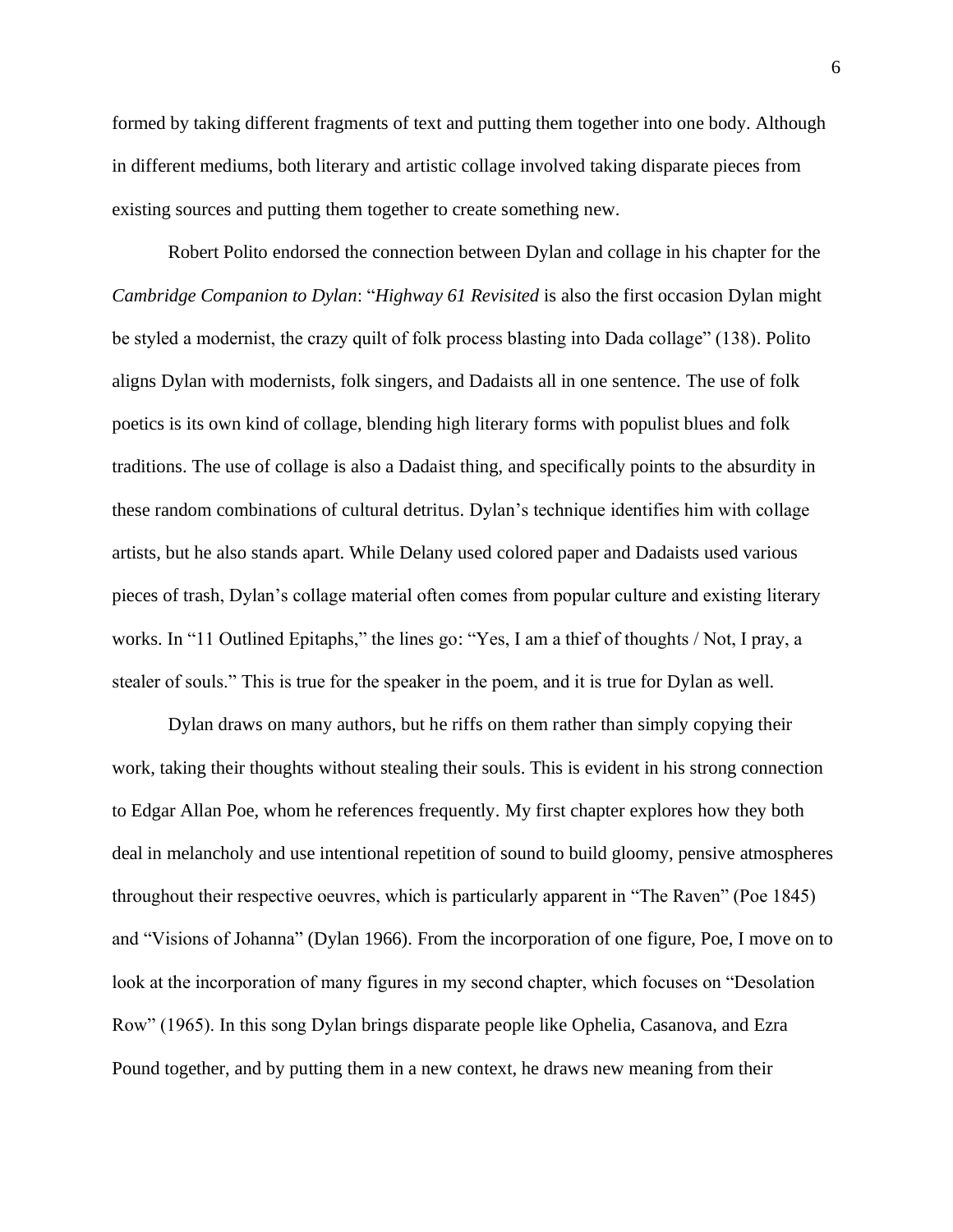formed by taking different fragments of text and putting them together into one body. Although in different mediums, both literary and artistic collage involved taking disparate pieces from existing sources and putting them together to create something new.

Robert Polito endorsed the connection between Dylan and collage in his chapter for the *Cambridge Companion to Dylan*: "*Highway 61 Revisited* is also the first occasion Dylan might be styled a modernist, the crazy quilt of folk process blasting into Dada collage" (138). Polito aligns Dylan with modernists, folk singers, and Dadaists all in one sentence. The use of folk poetics is its own kind of collage, blending high literary forms with populist blues and folk traditions. The use of collage is also a Dadaist thing, and specifically points to the absurdity in these random combinations of cultural detritus. Dylan's technique identifies him with collage artists, but he also stands apart. While Delany used colored paper and Dadaists used various pieces of trash, Dylan's collage material often comes from popular culture and existing literary works. In "11 Outlined Epitaphs," the lines go: "Yes, I am a thief of thoughts / Not, I pray, a stealer of souls." This is true for the speaker in the poem, and it is true for Dylan as well.

Dylan draws on many authors, but he riffs on them rather than simply copying their work, taking their thoughts without stealing their souls. This is evident in his strong connection to Edgar Allan Poe, whom he references frequently. My first chapter explores how they both deal in melancholy and use intentional repetition of sound to build gloomy, pensive atmospheres throughout their respective oeuvres, which is particularly apparent in "The Raven" (Poe 1845) and "Visions of Johanna" (Dylan 1966). From the incorporation of one figure, Poe, I move on to look at the incorporation of many figures in my second chapter, which focuses on "Desolation Row" (1965). In this song Dylan brings disparate people like Ophelia, Casanova, and Ezra Pound together, and by putting them in a new context, he draws new meaning from their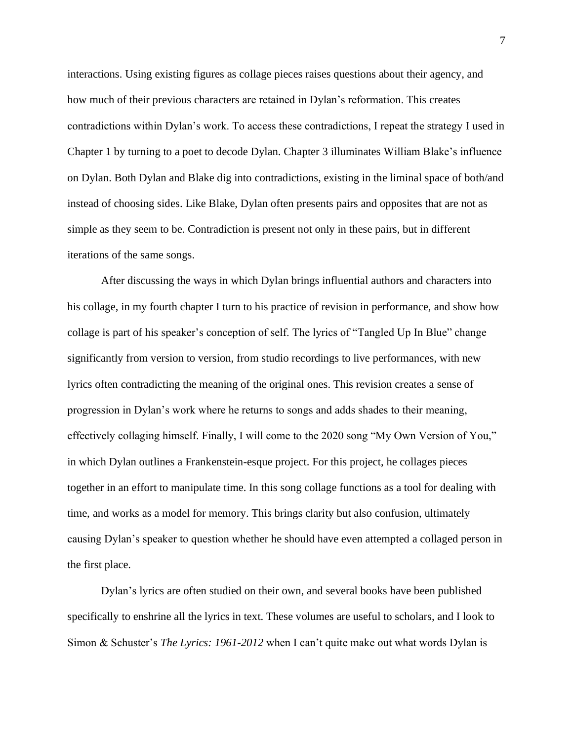interactions. Using existing figures as collage pieces raises questions about their agency, and how much of their previous characters are retained in Dylan's reformation. This creates contradictions within Dylan's work. To access these contradictions, I repeat the strategy I used in Chapter 1 by turning to a poet to decode Dylan. Chapter 3 illuminates William Blake's influence on Dylan. Both Dylan and Blake dig into contradictions, existing in the liminal space of both/and instead of choosing sides. Like Blake, Dylan often presents pairs and opposites that are not as simple as they seem to be. Contradiction is present not only in these pairs, but in different iterations of the same songs.

After discussing the ways in which Dylan brings influential authors and characters into his collage, in my fourth chapter I turn to his practice of revision in performance, and show how collage is part of his speaker's conception of self. The lyrics of "Tangled Up In Blue" change significantly from version to version, from studio recordings to live performances, with new lyrics often contradicting the meaning of the original ones. This revision creates a sense of progression in Dylan's work where he returns to songs and adds shades to their meaning, effectively collaging himself. Finally, I will come to the 2020 song "My Own Version of You," in which Dylan outlines a Frankenstein-esque project. For this project, he collages pieces together in an effort to manipulate time. In this song collage functions as a tool for dealing with time, and works as a model for memory. This brings clarity but also confusion, ultimately causing Dylan's speaker to question whether he should have even attempted a collaged person in the first place.

Dylan's lyrics are often studied on their own, and several books have been published specifically to enshrine all the lyrics in text. These volumes are useful to scholars, and I look to Simon & Schuster's *The Lyrics: 1961-2012* when I can't quite make out what words Dylan is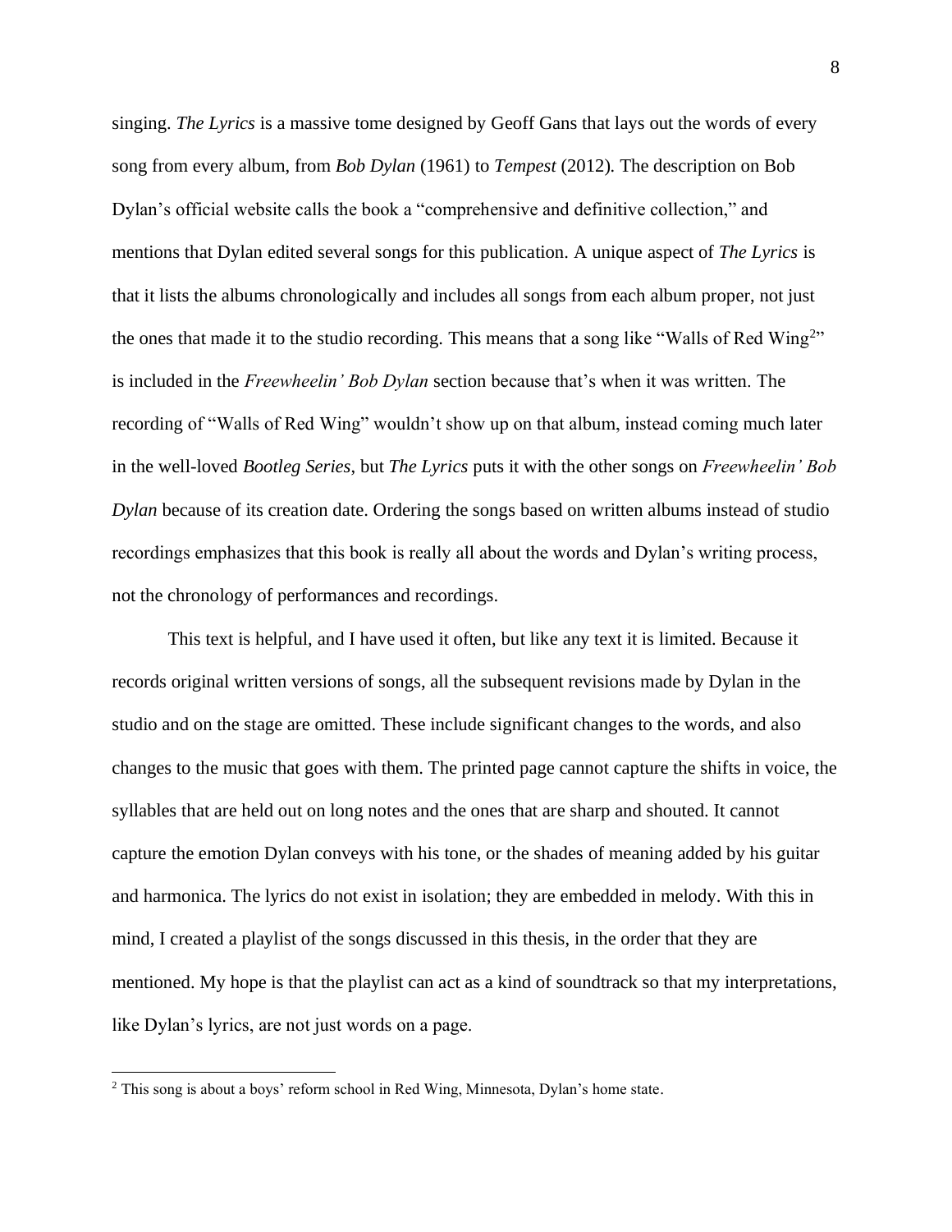singing. *The Lyrics* is a massive tome designed by Geoff Gans that lays out the words of every song from every album, from *Bob Dylan* (1961) to *Tempest* (2012). The description on Bob Dylan's official website calls the book a "comprehensive and definitive collection," and mentions that Dylan edited several songs for this publication. A unique aspect of *The Lyrics* is that it lists the albums chronologically and includes all songs from each album proper, not just the ones that made it to the studio recording. This means that a song like "Walls of Red Wing[2]" is included in the *Freewheelin' Bob Dylan* section because that's when it was written. The recording of "Walls of Red Wing" wouldn't show up on that album, instead coming much later in the well-loved *Bootleg Series*, but *The Lyrics* puts it with the other songs on *Freewheelin' Bob Dylan* because of its creation date. Ordering the songs based on written albums instead of studio recordings emphasizes that this book is really all about the words and Dylan's writing process, not the chronology of performances and recordings.

This text is helpful, and I have used it often, but like any text it is limited. Because it records original written versions of songs, all the subsequent revisions made by Dylan in the studio and on the stage are omitted. These include significant changes to the words, and also changes to the music that goes with them. The printed page cannot capture the shifts in voice, the syllables that are held out on long notes and the ones that are sharp and shouted. It cannot capture the emotion Dylan conveys with his tone, or the shades of meaning added by his guitar and harmonica. The lyrics do not exist in isolation; they are embedded in melody. With this in mind, I created a playlist of the songs discussed in this thesis, in the order that they are mentioned. My hope is that the playlist can act as a kind of soundtrack so that my interpretations, like Dylan's lyrics, are not just words on a page.

---

[2] This song is about a boys' reform school in Red Wing, Minnesota, Dylan's home state.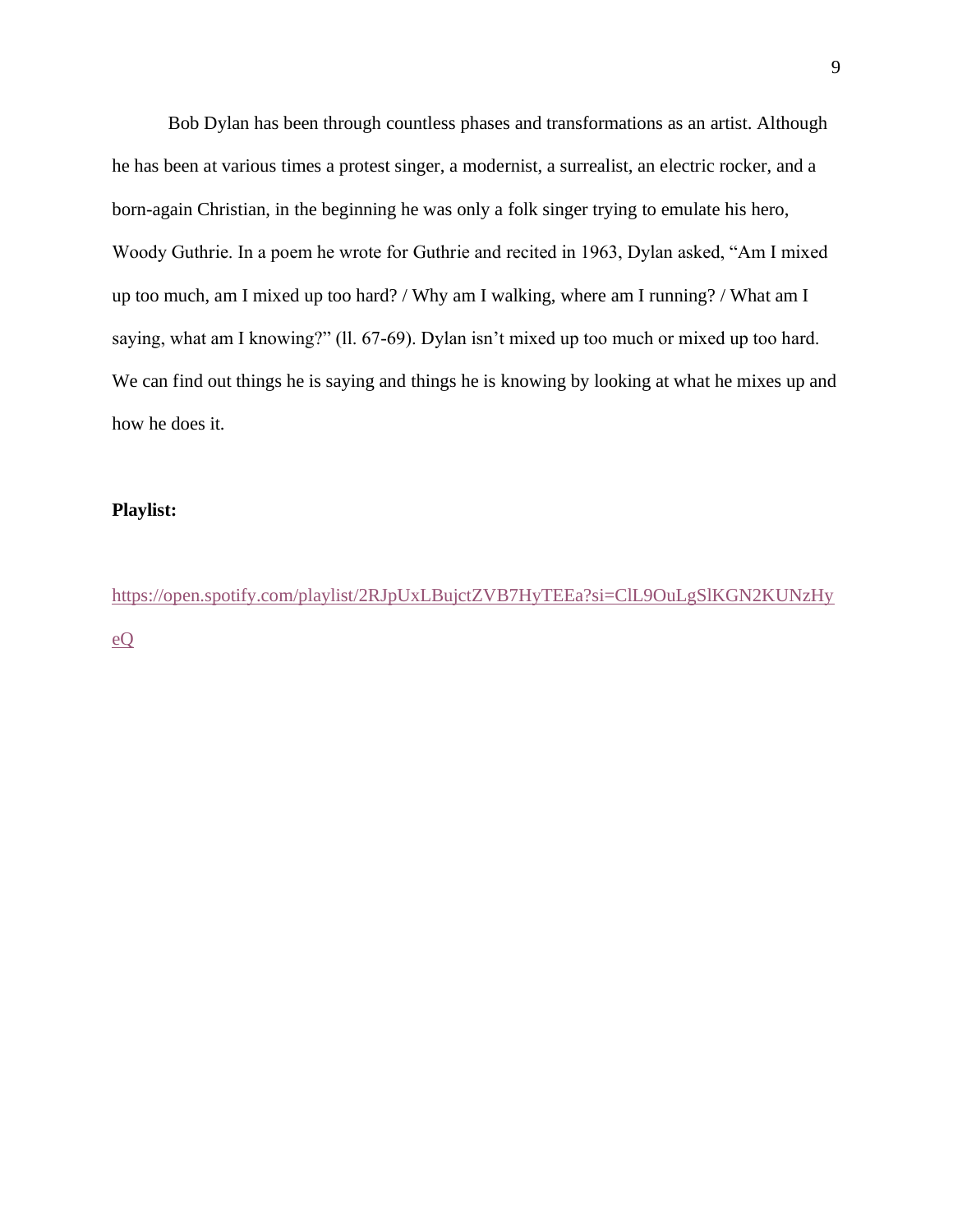Bob Dylan has been through countless phases and transformations as an artist. Although he has been at various times a protest singer, a modernist, a surrealist, an electric rocker, and a born-again Christian, in the beginning he was only a folk singer trying to emulate his hero, Woody Guthrie. In a poem he wrote for Guthrie and recited in 1963, Dylan asked, "Am I mixed up too much, am I mixed up too hard? / Why am I walking, where am I running? / What am I saying, what am I knowing?" (ll. 67-69). Dylan isn't mixed up too much or mixed up too hard. We can find out things he is saying and things he is knowing by looking at what he mixes up and how he does it.

**Playlist:**

https://open.spotify.com/playlist/2RJpUxLBujctZVB7HyTEEa?si=ClL9OuLgSlKGN2KUNzHyeQ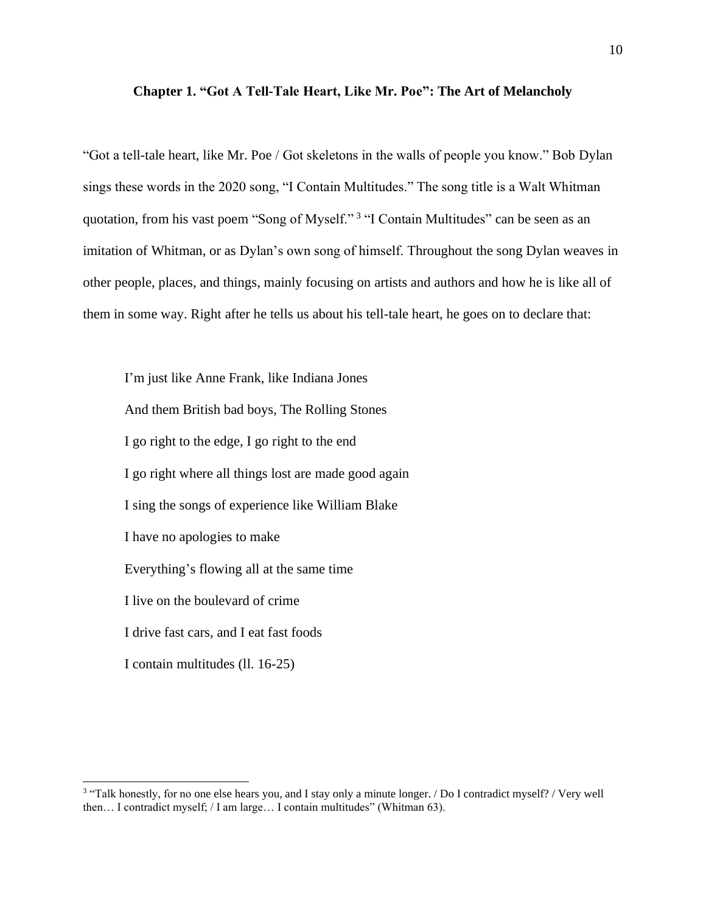## Chapter 1. "Got A Tell-Tale Heart, Like Mr. Poe": The Art of Melancholy

"Got a tell-tale heart, like Mr. Poe / Got skeletons in the walls of people you know." Bob Dylan sings these words in the 2020 song, "I Contain Multitudes." The song title is a Walt Whitman quotation, from his vast poem "Song of Myself." [3] "I Contain Multitudes" can be seen as an imitation of Whitman, or as Dylan's own song of himself. Throughout the song Dylan weaves in other people, places, and things, mainly focusing on artists and authors and how he is like all of them in some way. Right after he tells us about his tell-tale heart, he goes on to declare that:

> I'm just like Anne Frank, like Indiana Jones
> And them British bad boys, The Rolling Stones
> I go right to the edge, I go right to the end
> I go right where all things lost are made good again
> I sing the songs of experience like William Blake
> I have no apologies to make
> Everything's flowing all at the same time
> I live on the boulevard of crime
> I drive fast cars, and I eat fast foods
> I contain multitudes (ll. 16-25)

[3] "Talk honestly, for no one else hears you, and I stay only a minute longer. / Do I contradict myself? / Very well then… I contradict myself; / I am large… I contain multitudes" (Whitman 63).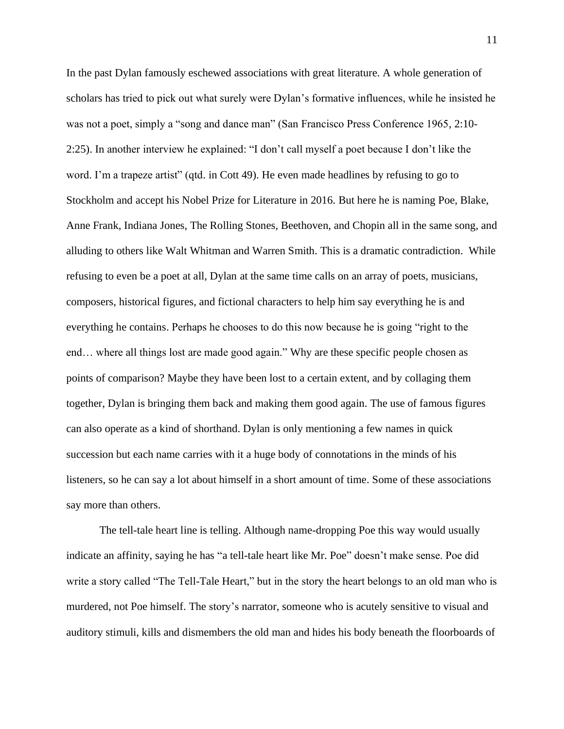In the past Dylan famously eschewed associations with great literature. A whole generation of scholars has tried to pick out what surely were Dylan's formative influences, while he insisted he was not a poet, simply a "song and dance man" (San Francisco Press Conference 1965, 2:10-2:25). In another interview he explained: "I don't call myself a poet because I don't like the word. I'm a trapeze artist" (qtd. in Cott 49). He even made headlines by refusing to go to Stockholm and accept his Nobel Prize for Literature in 2016. But here he is naming Poe, Blake, Anne Frank, Indiana Jones, The Rolling Stones, Beethoven, and Chopin all in the same song, and alluding to others like Walt Whitman and Warren Smith. This is a dramatic contradiction. While refusing to even be a poet at all, Dylan at the same time calls on an array of poets, musicians, composers, historical figures, and fictional characters to help him say everything he is and everything he contains. Perhaps he chooses to do this now because he is going "right to the end… where all things lost are made good again." Why are these specific people chosen as points of comparison? Maybe they have been lost to a certain extent, and by collaging them together, Dylan is bringing them back and making them good again. The use of famous figures can also operate as a kind of shorthand. Dylan is only mentioning a few names in quick succession but each name carries with it a huge body of connotations in the minds of his listeners, so he can say a lot about himself in a short amount of time. Some of these associations say more than others.

The tell-tale heart line is telling. Although name-dropping Poe this way would usually indicate an affinity, saying he has "a tell-tale heart like Mr. Poe" doesn't make sense. Poe did write a story called "The Tell-Tale Heart," but in the story the heart belongs to an old man who is murdered, not Poe himself. The story's narrator, someone who is acutely sensitive to visual and auditory stimuli, kills and dismembers the old man and hides his body beneath the floorboards of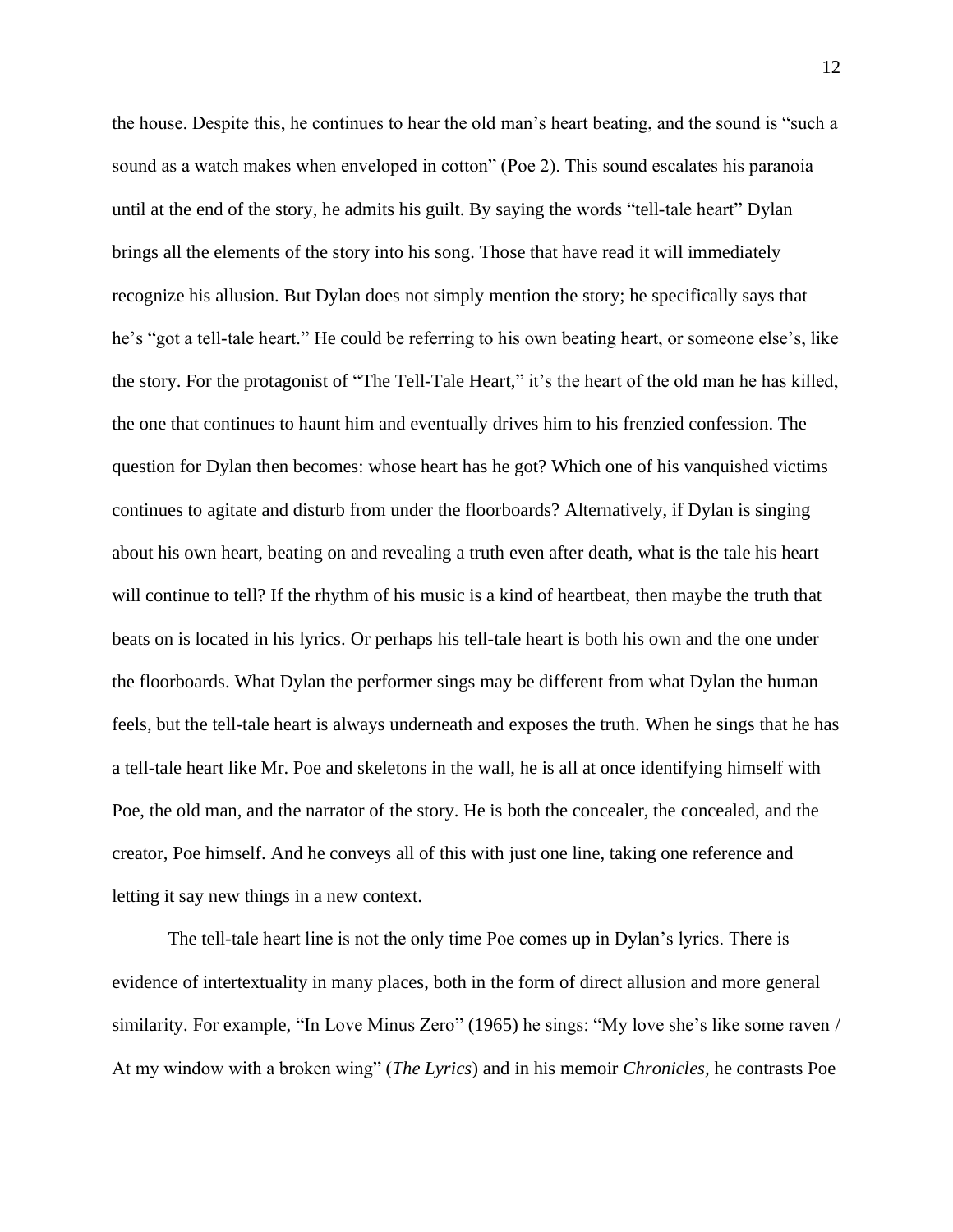the house. Despite this, he continues to hear the old man's heart beating, and the sound is "such a sound as a watch makes when enveloped in cotton" (Poe 2). This sound escalates his paranoia until at the end of the story, he admits his guilt. By saying the words "tell-tale heart" Dylan brings all the elements of the story into his song. Those that have read it will immediately recognize his allusion. But Dylan does not simply mention the story; he specifically says that he's "got a tell-tale heart." He could be referring to his own beating heart, or someone else's, like the story. For the protagonist of "The Tell-Tale Heart," it's the heart of the old man he has killed, the one that continues to haunt him and eventually drives him to his frenzied confession. The question for Dylan then becomes: whose heart has he got? Which one of his vanquished victims continues to agitate and disturb from under the floorboards? Alternatively, if Dylan is singing about his own heart, beating on and revealing a truth even after death, what is the tale his heart will continue to tell? If the rhythm of his music is a kind of heartbeat, then maybe the truth that beats on is located in his lyrics. Or perhaps his tell-tale heart is both his own and the one under the floorboards. What Dylan the performer sings may be different from what Dylan the human feels, but the tell-tale heart is always underneath and exposes the truth. When he sings that he has a tell-tale heart like Mr. Poe and skeletons in the wall, he is all at once identifying himself with Poe, the old man, and the narrator of the story. He is both the concealer, the concealed, and the creator, Poe himself. And he conveys all of this with just one line, taking one reference and letting it say new things in a new context.

The tell-tale heart line is not the only time Poe comes up in Dylan's lyrics. There is evidence of intertextuality in many places, both in the form of direct allusion and more general similarity. For example, "In Love Minus Zero" (1965) he sings: "My love she's like some raven / At my window with a broken wing" (*The Lyrics*) and in his memoir *Chronicles,* he contrasts Poe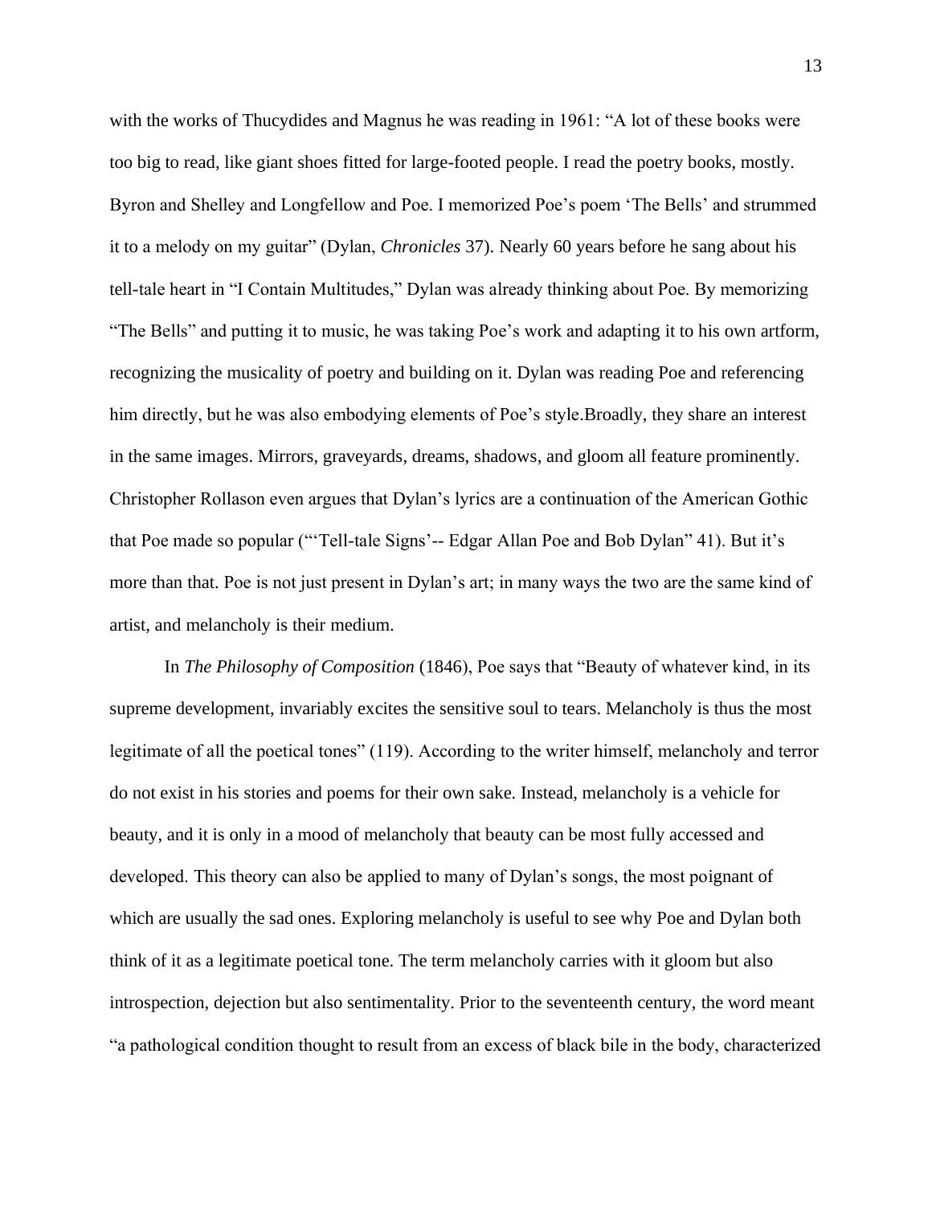with the works of Thucydides and Magnus he was reading in 1961: "A lot of these books were too big to read, like giant shoes fitted for large-footed people. I read the poetry books, mostly. Byron and Shelley and Longfellow and Poe. I memorized Poe's poem 'The Bells' and strummed it to a melody on my guitar" (Dylan, *Chronicles* 37). Nearly 60 years before he sang about his tell-tale heart in "I Contain Multitudes," Dylan was already thinking about Poe. By memorizing "The Bells" and putting it to music, he was taking Poe's work and adapting it to his own artform, recognizing the musicality of poetry and building on it. Dylan was reading Poe and referencing him directly, but he was also embodying elements of Poe's style.Broadly, they share an interest in the same images. Mirrors, graveyards, dreams, shadows, and gloom all feature prominently. Christopher Rollason even argues that Dylan's lyrics are a continuation of the American Gothic that Poe made so popular ("'Tell-tale Signs'-- Edgar Allan Poe and Bob Dylan" 41). But it's more than that. Poe is not just present in Dylan's art; in many ways the two are the same kind of artist, and melancholy is their medium.

In *The Philosophy of Composition* (1846), Poe says that "Beauty of whatever kind, in its supreme development, invariably excites the sensitive soul to tears. Melancholy is thus the most legitimate of all the poetical tones" (119). According to the writer himself, melancholy and terror do not exist in his stories and poems for their own sake. Instead, melancholy is a vehicle for beauty, and it is only in a mood of melancholy that beauty can be most fully accessed and developed. This theory can also be applied to many of Dylan's songs, the most poignant of which are usually the sad ones. Exploring melancholy is useful to see why Poe and Dylan both think of it as a legitimate poetical tone. The term melancholy carries with it gloom but also introspection, dejection but also sentimentality. Prior to the seventeenth century, the word meant "a pathological condition thought to result from an excess of black bile in the body, characterized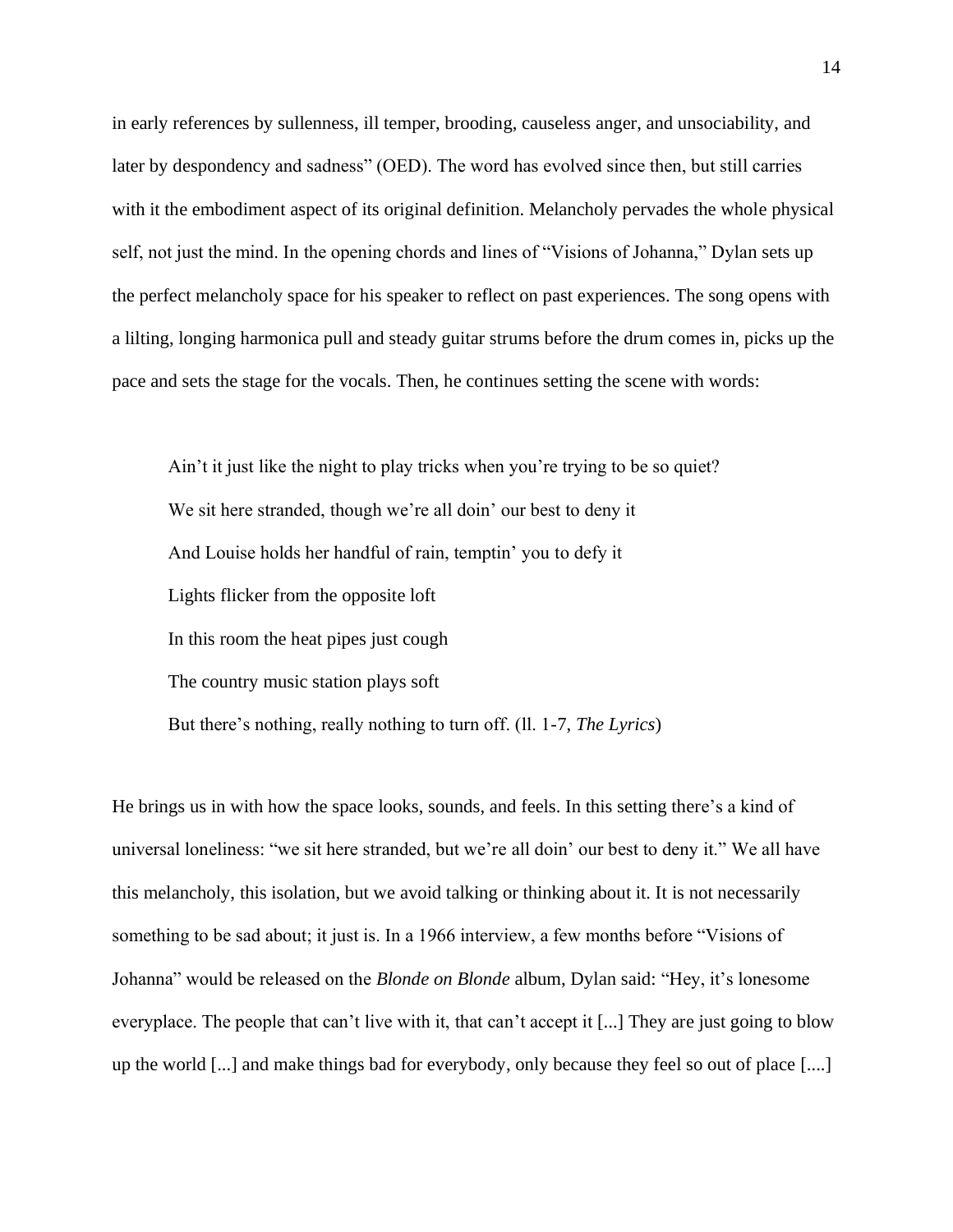in early references by sullenness, ill temper, brooding, causeless anger, and unsociability, and later by despondency and sadness" (OED). The word has evolved since then, but still carries with it the embodiment aspect of its original definition. Melancholy pervades the whole physical self, not just the mind. In the opening chords and lines of "Visions of Johanna," Dylan sets up the perfect melancholy space for his speaker to reflect on past experiences. The song opens with a lilting, longing harmonica pull and steady guitar strums before the drum comes in, picks up the pace and sets the stage for the vocals. Then, he continues setting the scene with words:

> Ain't it just like the night to play tricks when you're trying to be so quiet?
> We sit here stranded, though we're all doin' our best to deny it
> And Louise holds her handful of rain, temptin' you to defy it
> Lights flicker from the opposite loft
> In this room the heat pipes just cough
> The country music station plays soft
> But there's nothing, really nothing to turn off. (ll. 1-7, *The Lyrics*)

He brings us in with how the space looks, sounds, and feels. In this setting there's a kind of universal loneliness: "we sit here stranded, but we're all doin' our best to deny it." We all have this melancholy, this isolation, but we avoid talking or thinking about it. It is not necessarily something to be sad about; it just is. In a 1966 interview, a few months before "Visions of Johanna" would be released on the *Blonde on Blonde* album, Dylan said: "Hey, it's lonesome everyplace. The people that can't live with it, that can't accept it [...] They are just going to blow up the world [...] and make things bad for everybody, only because they feel so out of place [....]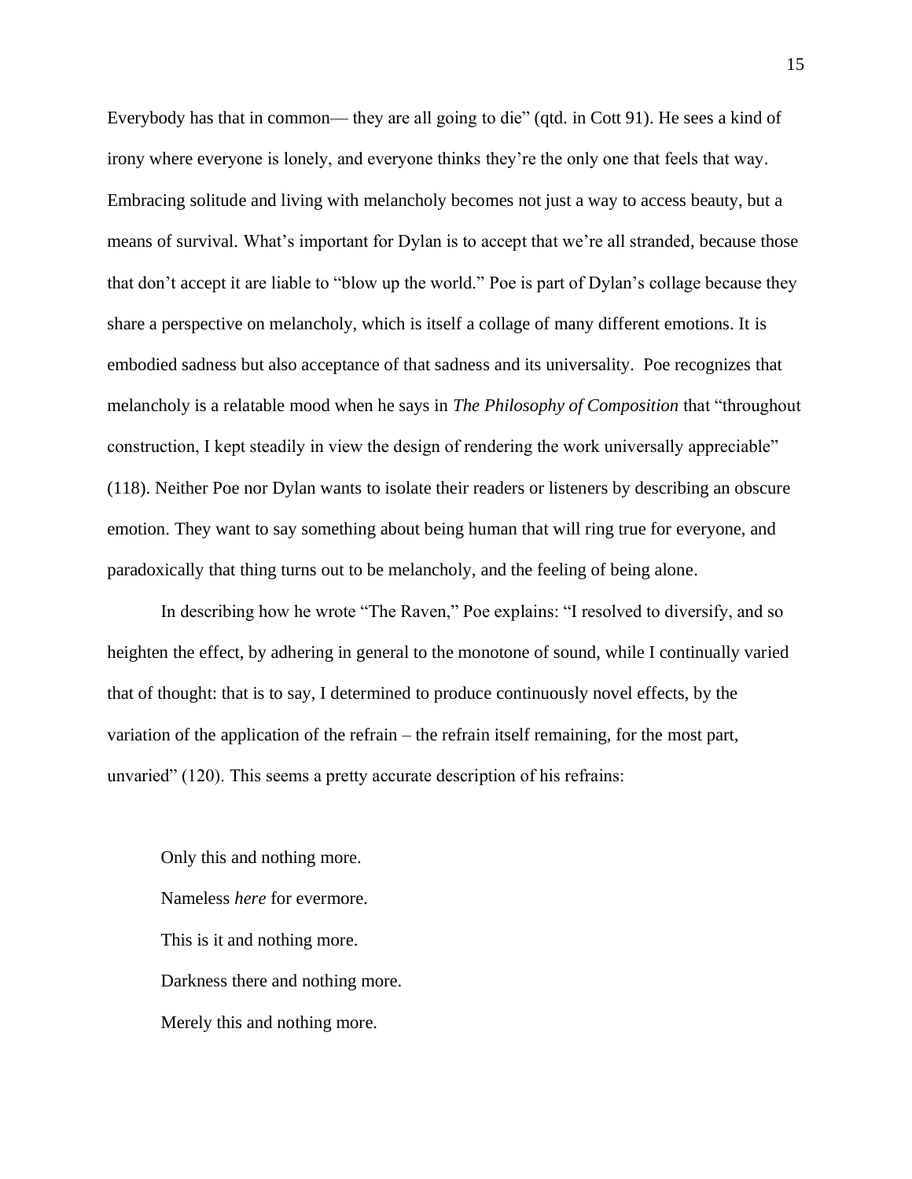Everybody has that in common— they are all going to die" (qtd. in Cott 91). He sees a kind of irony where everyone is lonely, and everyone thinks they're the only one that feels that way. Embracing solitude and living with melancholy becomes not just a way to access beauty, but a means of survival. What's important for Dylan is to accept that we're all stranded, because those that don't accept it are liable to "blow up the world." Poe is part of Dylan's collage because they share a perspective on melancholy, which is itself a collage of many different emotions. It is embodied sadness but also acceptance of that sadness and its universality.  Poe recognizes that melancholy is a relatable mood when he says in *The Philosophy of Composition* that "throughout construction, I kept steadily in view the design of rendering the work universally appreciable" (118). Neither Poe nor Dylan wants to isolate their readers or listeners by describing an obscure emotion. They want to say something about being human that will ring true for everyone, and paradoxically that thing turns out to be melancholy, and the feeling of being alone.

In describing how he wrote "The Raven," Poe explains: "I resolved to diversify, and so heighten the effect, by adhering in general to the monotone of sound, while I continually varied that of thought: that is to say, I determined to produce continuously novel effects, by the variation of the application of the refrain – the refrain itself remaining, for the most part, unvaried" (120). This seems a pretty accurate description of his refrains:

> Only this and nothing more.
>
> Nameless *here* for evermore.
>
> This is it and nothing more.
>
> Darkness there and nothing more.
>
> Merely this and nothing more.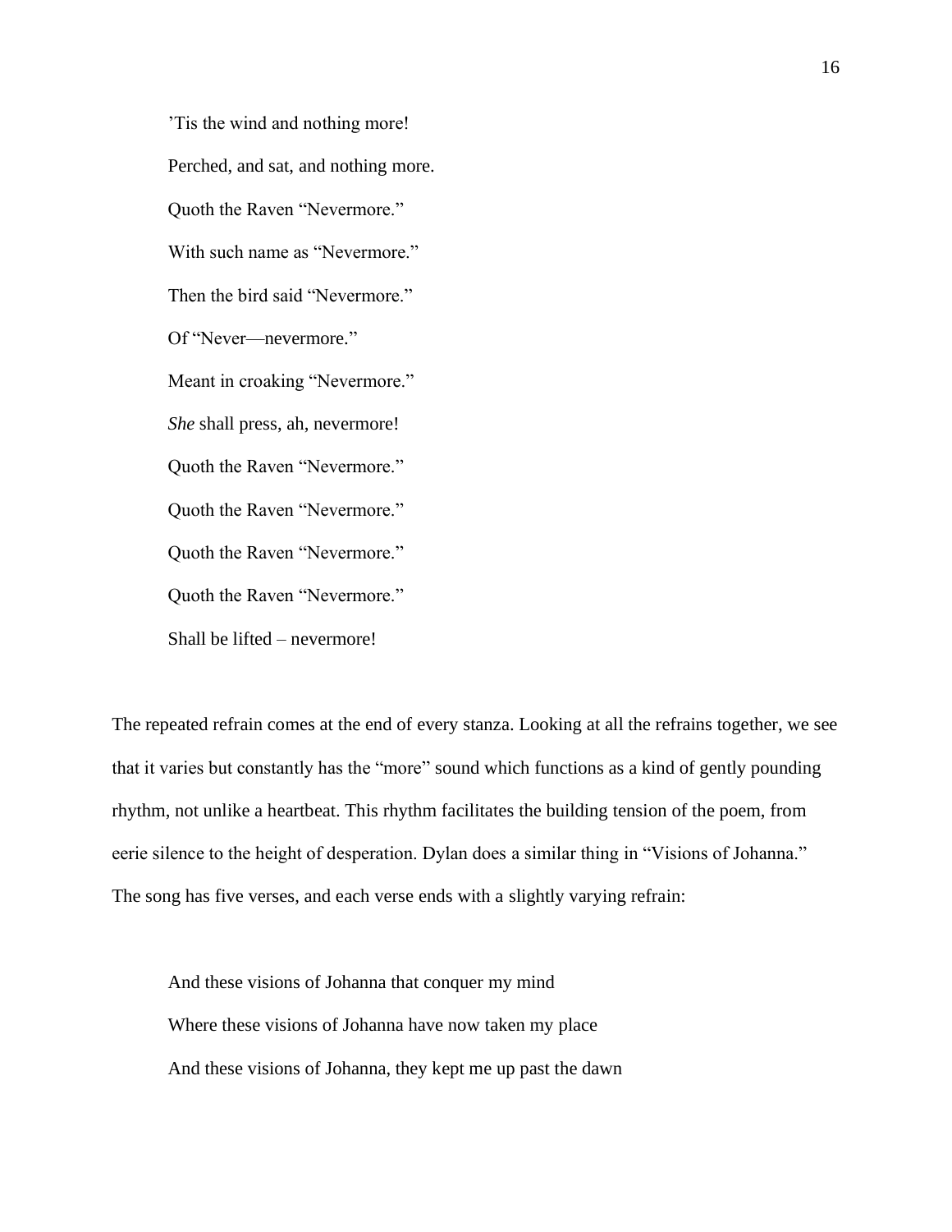’Tis the wind and nothing more!

Perched, and sat, and nothing more.

Quoth the Raven “Nevermore.”

With such name as “Nevermore.”

Then the bird said “Nevermore.”

Of “Never—nevermore.”

Meant in croaking “Nevermore.”

*She* shall press, ah, nevermore!

Quoth the Raven “Nevermore.”

Quoth the Raven “Nevermore.”

Quoth the Raven “Nevermore.”

Quoth the Raven “Nevermore.”

Shall be lifted – nevermore!

The repeated refrain comes at the end of every stanza. Looking at all the refrains together, we see that it varies but constantly has the “more” sound which functions as a kind of gently pounding rhythm, not unlike a heartbeat. This rhythm facilitates the building tension of the poem, from eerie silence to the height of desperation. Dylan does a similar thing in “Visions of Johanna.” The song has five verses, and each verse ends with a slightly varying refrain:

And these visions of Johanna that conquer my mind

Where these visions of Johanna have now taken my place

And these visions of Johanna, they kept me up past the dawn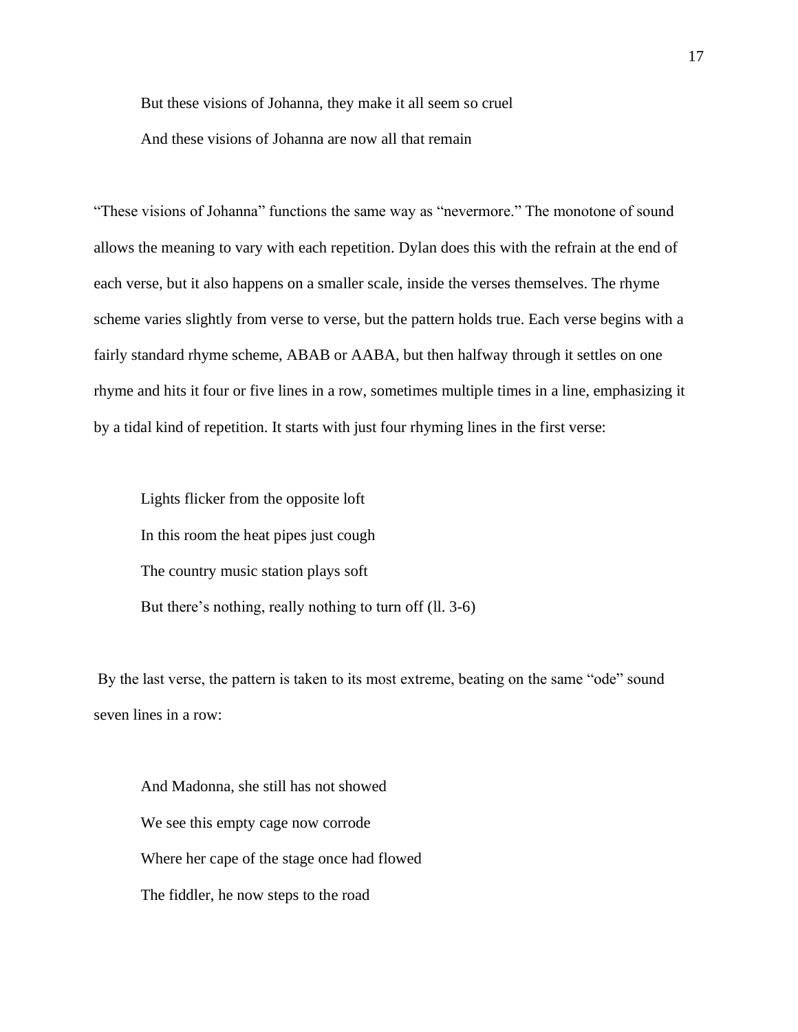But these visions of Johanna, they make it all seem so cruel

And these visions of Johanna are now all that remain

"These visions of Johanna" functions the same way as "nevermore." The monotone of sound allows the meaning to vary with each repetition. Dylan does this with the refrain at the end of each verse, but it also happens on a smaller scale, inside the verses themselves. The rhyme scheme varies slightly from verse to verse, but the pattern holds true. Each verse begins with a fairly standard rhyme scheme, ABAB or AABA, but then halfway through it settles on one rhyme and hits it four or five lines in a row, sometimes multiple times in a line, emphasizing it by a tidal kind of repetition. It starts with just four rhyming lines in the first verse:

Lights flicker from the opposite loft

In this room the heat pipes just cough

The country music station plays soft

But there's nothing, really nothing to turn off (ll. 3-6)

By the last verse, the pattern is taken to its most extreme, beating on the same "ode" sound seven lines in a row:

And Madonna, she still has not showed

We see this empty cage now corrode

Where her cape of the stage once had flowed

The fiddler, he now steps to the road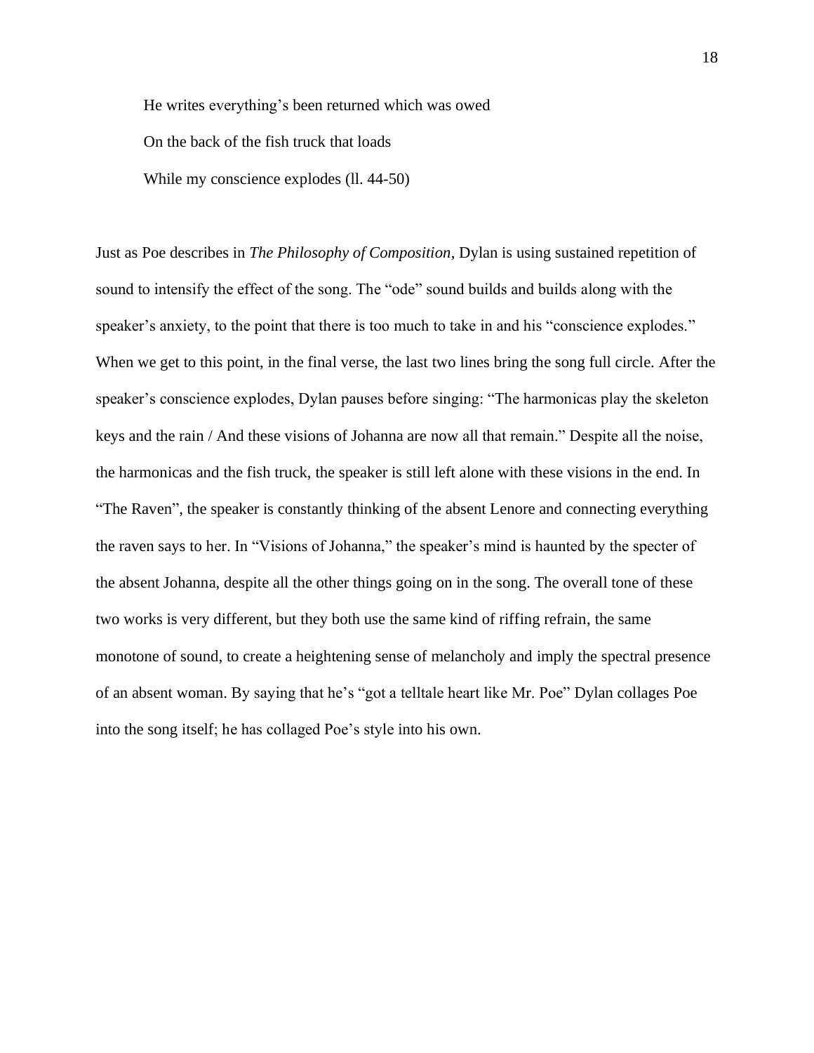He writes everything's been returned which was owed

On the back of the fish truck that loads

While my conscience explodes (ll. 44-50)

Just as Poe describes in *The Philosophy of Composition*, Dylan is using sustained repetition of sound to intensify the effect of the song. The "ode" sound builds and builds along with the speaker's anxiety, to the point that there is too much to take in and his "conscience explodes." When we get to this point, in the final verse, the last two lines bring the song full circle. After the speaker's conscience explodes, Dylan pauses before singing: "The harmonicas play the skeleton keys and the rain / And these visions of Johanna are now all that remain." Despite all the noise, the harmonicas and the fish truck, the speaker is still left alone with these visions in the end. In "The Raven", the speaker is constantly thinking of the absent Lenore and connecting everything the raven says to her. In "Visions of Johanna," the speaker's mind is haunted by the specter of the absent Johanna, despite all the other things going on in the song. The overall tone of these two works is very different, but they both use the same kind of riffing refrain, the same monotone of sound, to create a heightening sense of melancholy and imply the spectral presence of an absent woman. By saying that he's "got a telltale heart like Mr. Poe" Dylan collages Poe into the song itself; he has collaged Poe's style into his own.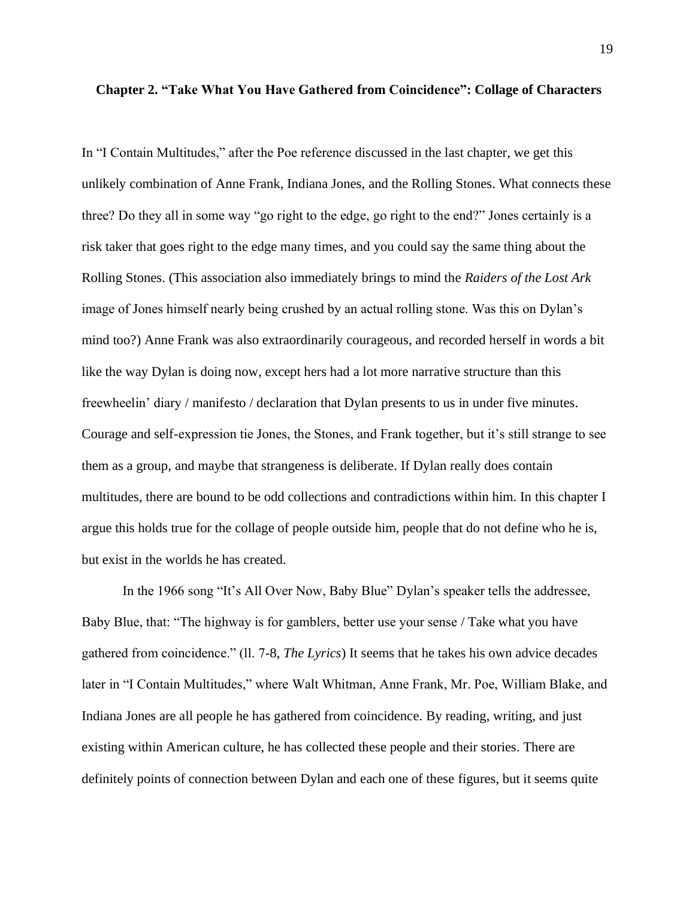## Chapter 2. "Take What You Have Gathered from Coincidence": Collage of Characters

In "I Contain Multitudes," after the Poe reference discussed in the last chapter, we get this unlikely combination of Anne Frank, Indiana Jones, and the Rolling Stones. What connects these three? Do they all in some way "go right to the edge, go right to the end?" Jones certainly is a risk taker that goes right to the edge many times, and you could say the same thing about the Rolling Stones. (This association also immediately brings to mind the *Raiders of the Lost Ark* image of Jones himself nearly being crushed by an actual rolling stone. Was this on Dylan's mind too?) Anne Frank was also extraordinarily courageous, and recorded herself in words a bit like the way Dylan is doing now, except hers had a lot more narrative structure than this freewheelin' diary / manifesto / declaration that Dylan presents to us in under five minutes. Courage and self-expression tie Jones, the Stones, and Frank together, but it's still strange to see them as a group, and maybe that strangeness is deliberate. If Dylan really does contain multitudes, there are bound to be odd collections and contradictions within him. In this chapter I argue this holds true for the collage of people outside him, people that do not define who he is, but exist in the worlds he has created.

In the 1966 song "It's All Over Now, Baby Blue" Dylan's speaker tells the addressee, Baby Blue, that: "The highway is for gamblers, better use your sense / Take what you have gathered from coincidence." (ll. 7-8, *The Lyrics*) It seems that he takes his own advice decades later in "I Contain Multitudes," where Walt Whitman, Anne Frank, Mr. Poe, William Blake, and Indiana Jones are all people he has gathered from coincidence. By reading, writing, and just existing within American culture, he has collected these people and their stories. There are definitely points of connection between Dylan and each one of these figures, but it seems quite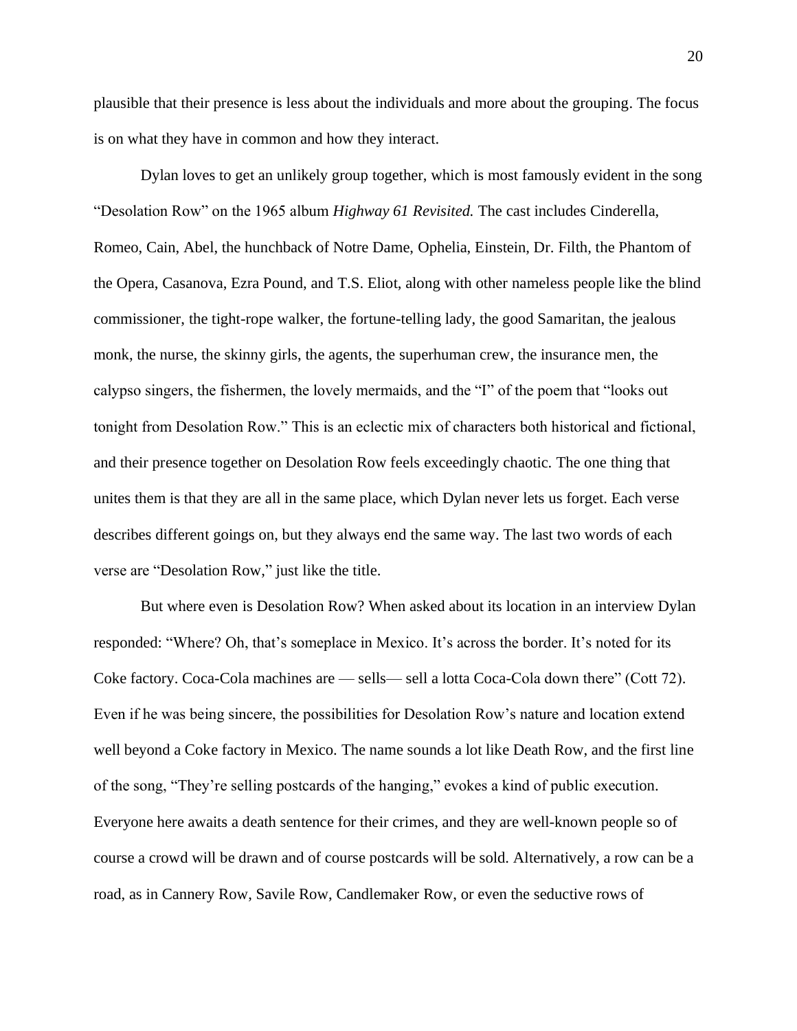plausible that their presence is less about the individuals and more about the grouping. The focus is on what they have in common and how they interact.

Dylan loves to get an unlikely group together, which is most famously evident in the song "Desolation Row" on the 1965 album *Highway 61 Revisited.* The cast includes Cinderella, Romeo, Cain, Abel, the hunchback of Notre Dame, Ophelia, Einstein, Dr. Filth, the Phantom of the Opera, Casanova, Ezra Pound, and T.S. Eliot, along with other nameless people like the blind commissioner, the tight-rope walker, the fortune-telling lady, the good Samaritan, the jealous monk, the nurse, the skinny girls, the agents, the superhuman crew, the insurance men, the calypso singers, the fishermen, the lovely mermaids, and the "I" of the poem that "looks out tonight from Desolation Row." This is an eclectic mix of characters both historical and fictional, and their presence together on Desolation Row feels exceedingly chaotic. The one thing that unites them is that they are all in the same place, which Dylan never lets us forget. Each verse describes different goings on, but they always end the same way. The last two words of each verse are "Desolation Row," just like the title.

But where even is Desolation Row? When asked about its location in an interview Dylan responded: "Where? Oh, that's someplace in Mexico. It's across the border. It's noted for its Coke factory. Coca-Cola machines are — sells— sell a lotta Coca-Cola down there" (Cott 72). Even if he was being sincere, the possibilities for Desolation Row's nature and location extend well beyond a Coke factory in Mexico. The name sounds a lot like Death Row, and the first line of the song, "They're selling postcards of the hanging," evokes a kind of public execution. Everyone here awaits a death sentence for their crimes, and they are well-known people so of course a crowd will be drawn and of course postcards will be sold. Alternatively, a row can be a road, as in Cannery Row, Savile Row, Candlemaker Row, or even the seductive rows of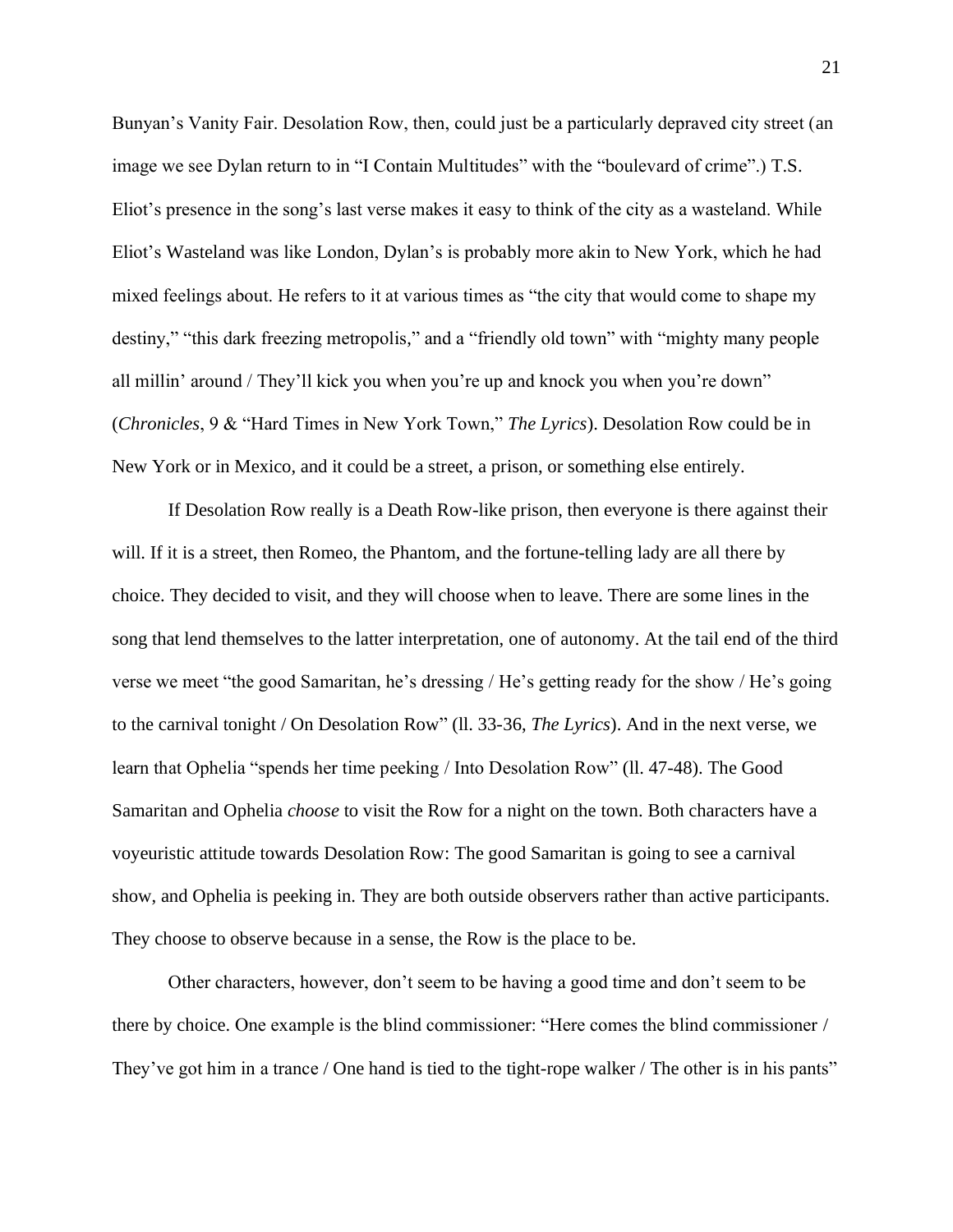Bunyan's Vanity Fair. Desolation Row, then, could just be a particularly depraved city street (an image we see Dylan return to in "I Contain Multitudes" with the "boulevard of crime".) T.S. Eliot's presence in the song's last verse makes it easy to think of the city as a wasteland. While Eliot's Wasteland was like London, Dylan's is probably more akin to New York, which he had mixed feelings about. He refers to it at various times as "the city that would come to shape my destiny," "this dark freezing metropolis," and a "friendly old town" with "mighty many people all millin' around / They'll kick you when you're up and knock you when you're down" (*Chronicles*, 9 & "Hard Times in New York Town," *The Lyrics*). Desolation Row could be in New York or in Mexico, and it could be a street, a prison, or something else entirely.

If Desolation Row really is a Death Row-like prison, then everyone is there against their will. If it is a street, then Romeo, the Phantom, and the fortune-telling lady are all there by choice. They decided to visit, and they will choose when to leave. There are some lines in the song that lend themselves to the latter interpretation, one of autonomy. At the tail end of the third verse we meet "the good Samaritan, he's dressing / He's getting ready for the show / He's going to the carnival tonight / On Desolation Row" (ll. 33-36, *The Lyrics*). And in the next verse, we learn that Ophelia "spends her time peeking / Into Desolation Row" (ll. 47-48). The Good Samaritan and Ophelia *choose* to visit the Row for a night on the town. Both characters have a voyeuristic attitude towards Desolation Row: The good Samaritan is going to see a carnival show, and Ophelia is peeking in. They are both outside observers rather than active participants. They choose to observe because in a sense, the Row is the place to be.

Other characters, however, don't seem to be having a good time and don't seem to be there by choice. One example is the blind commissioner: "Here comes the blind commissioner / They've got him in a trance / One hand is tied to the tight-rope walker / The other is in his pants"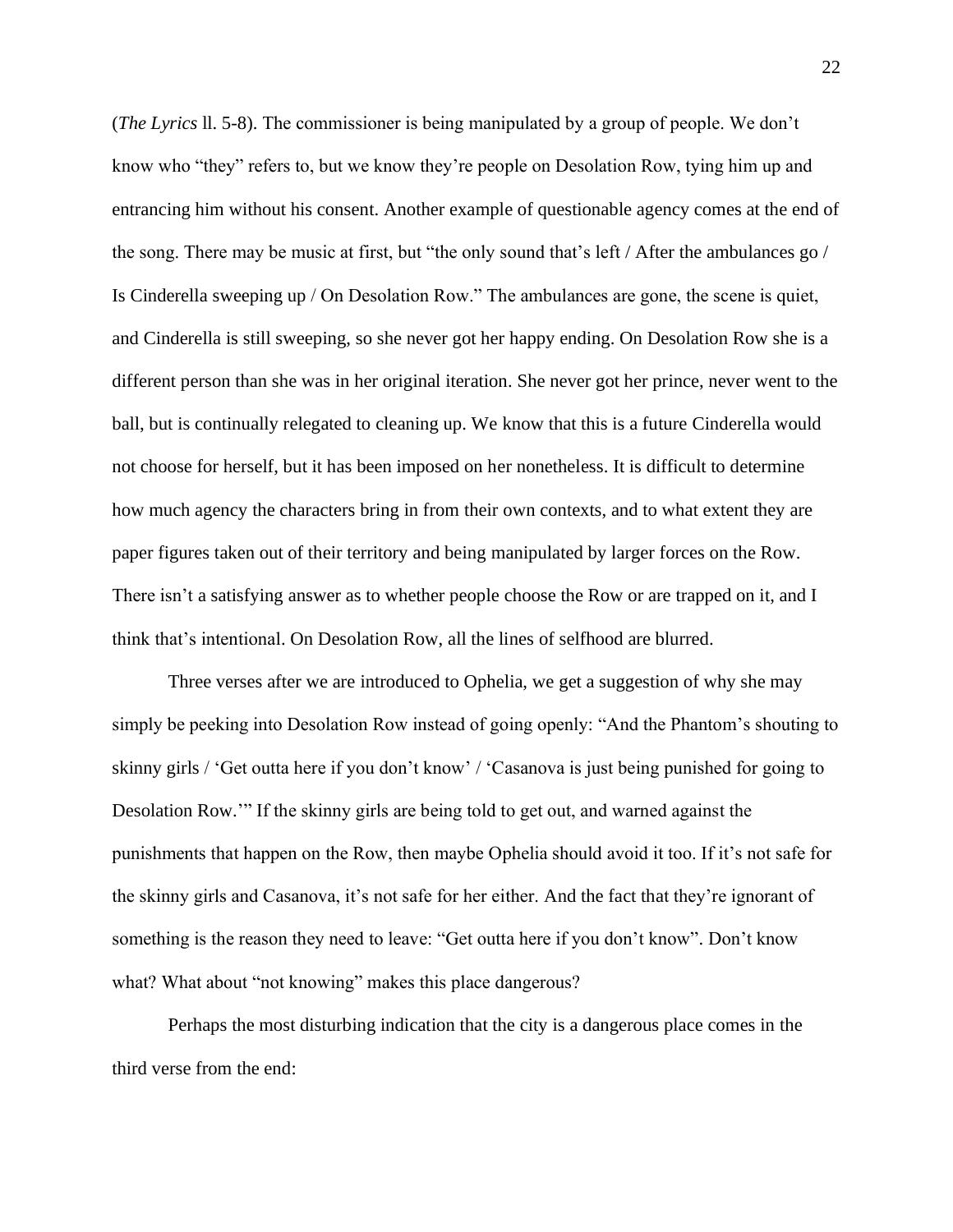(*The Lyrics* ll. 5-8). The commissioner is being manipulated by a group of people. We don't know who "they" refers to, but we know they're people on Desolation Row, tying him up and entrancing him without his consent. Another example of questionable agency comes at the end of the song. There may be music at first, but "the only sound that's left / After the ambulances go / Is Cinderella sweeping up / On Desolation Row." The ambulances are gone, the scene is quiet, and Cinderella is still sweeping, so she never got her happy ending. On Desolation Row she is a different person than she was in her original iteration. She never got her prince, never went to the ball, but is continually relegated to cleaning up. We know that this is a future Cinderella would not choose for herself, but it has been imposed on her nonetheless. It is difficult to determine how much agency the characters bring in from their own contexts, and to what extent they are paper figures taken out of their territory and being manipulated by larger forces on the Row. There isn't a satisfying answer as to whether people choose the Row or are trapped on it, and I think that's intentional. On Desolation Row, all the lines of selfhood are blurred.

Three verses after we are introduced to Ophelia, we get a suggestion of why she may simply be peeking into Desolation Row instead of going openly: "And the Phantom's shouting to skinny girls / 'Get outta here if you don't know' / 'Casanova is just being punished for going to Desolation Row.'" If the skinny girls are being told to get out, and warned against the punishments that happen on the Row, then maybe Ophelia should avoid it too. If it's not safe for the skinny girls and Casanova, it's not safe for her either. And the fact that they're ignorant of something is the reason they need to leave: "Get outta here if you don't know". Don't know what? What about "not knowing" makes this place dangerous?

Perhaps the most disturbing indication that the city is a dangerous place comes in the third verse from the end: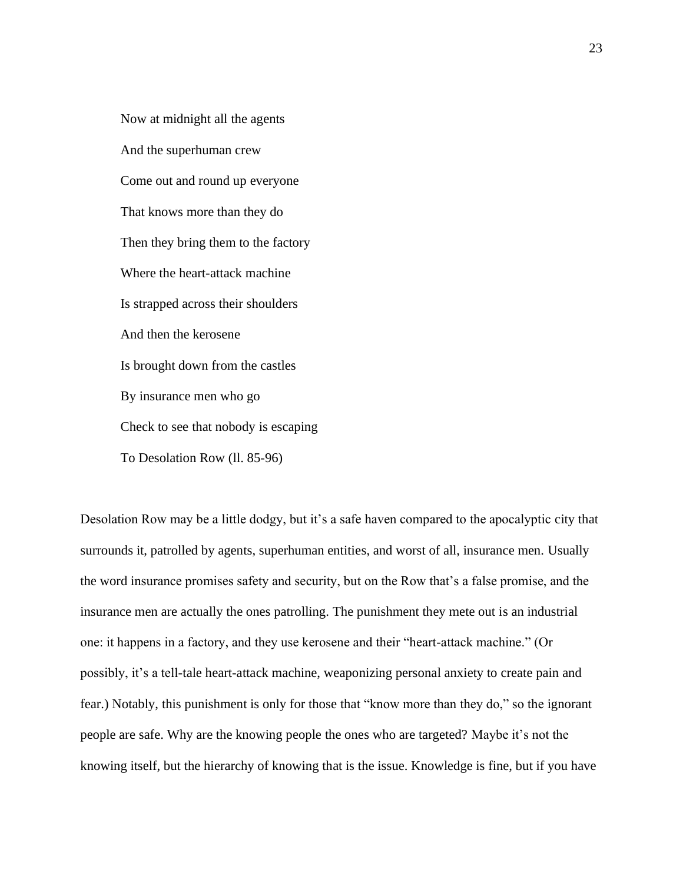Now at midnight all the agents  
And the superhuman crew  
Come out and round up everyone  
That knows more than they do  
Then they bring them to the factory  
Where the heart-attack machine  
Is strapped across their shoulders  
And then the kerosene  
Is brought down from the castles  
By insurance men who go  
Check to see that nobody is escaping  
To Desolation Row (ll. 85-96)

Desolation Row may be a little dodgy, but it's a safe haven compared to the apocalyptic city that surrounds it, patrolled by agents, superhuman entities, and worst of all, insurance men. Usually the word insurance promises safety and security, but on the Row that's a false promise, and the insurance men are actually the ones patrolling. The punishment they mete out is an industrial one: it happens in a factory, and they use kerosene and their "heart-attack machine." (Or possibly, it's a tell-tale heart-attack machine, weaponizing personal anxiety to create pain and fear.) Notably, this punishment is only for those that "know more than they do," so the ignorant people are safe. Why are the knowing people the ones who are targeted? Maybe it's not the knowing itself, but the hierarchy of knowing that is the issue. Knowledge is fine, but if you have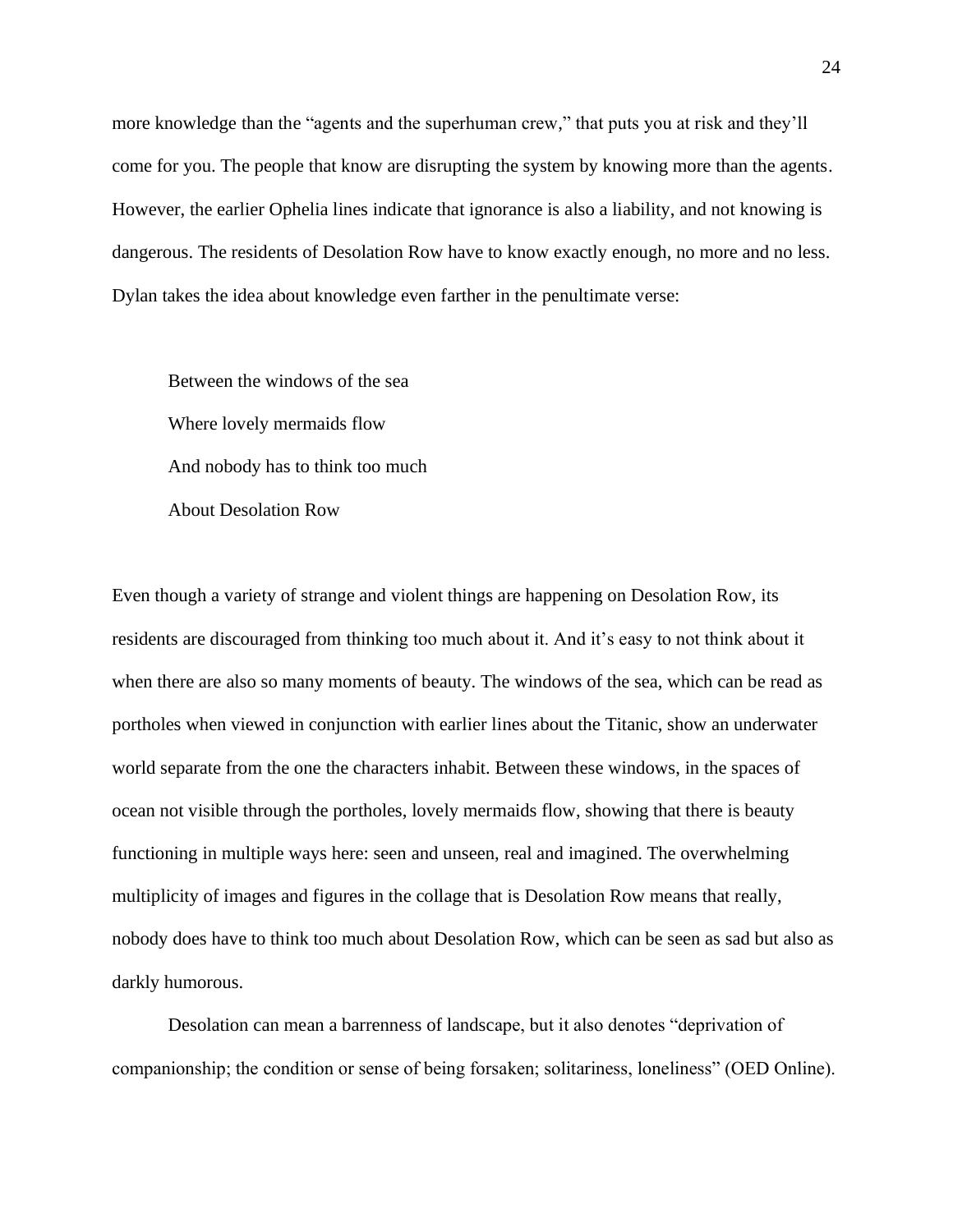more knowledge than the "agents and the superhuman crew," that puts you at risk and they'll come for you. The people that know are disrupting the system by knowing more than the agents. However, the earlier Ophelia lines indicate that ignorance is also a liability, and not knowing is dangerous. The residents of Desolation Row have to know exactly enough, no more and no less. Dylan takes the idea about knowledge even farther in the penultimate verse:

> Between the windows of the sea
>
> Where lovely mermaids flow
>
> And nobody has to think too much
>
> About Desolation Row

Even though a variety of strange and violent things are happening on Desolation Row, its residents are discouraged from thinking too much about it. And it's easy to not think about it when there are also so many moments of beauty. The windows of the sea, which can be read as portholes when viewed in conjunction with earlier lines about the Titanic, show an underwater world separate from the one the characters inhabit. Between these windows, in the spaces of ocean not visible through the portholes, lovely mermaids flow, showing that there is beauty functioning in multiple ways here: seen and unseen, real and imagined. The overwhelming multiplicity of images and figures in the collage that is Desolation Row means that really, nobody does have to think too much about Desolation Row, which can be seen as sad but also as darkly humorous.

Desolation can mean a barrenness of landscape, but it also denotes "deprivation of companionship; the condition or sense of being forsaken; solitariness, loneliness" (OED Online).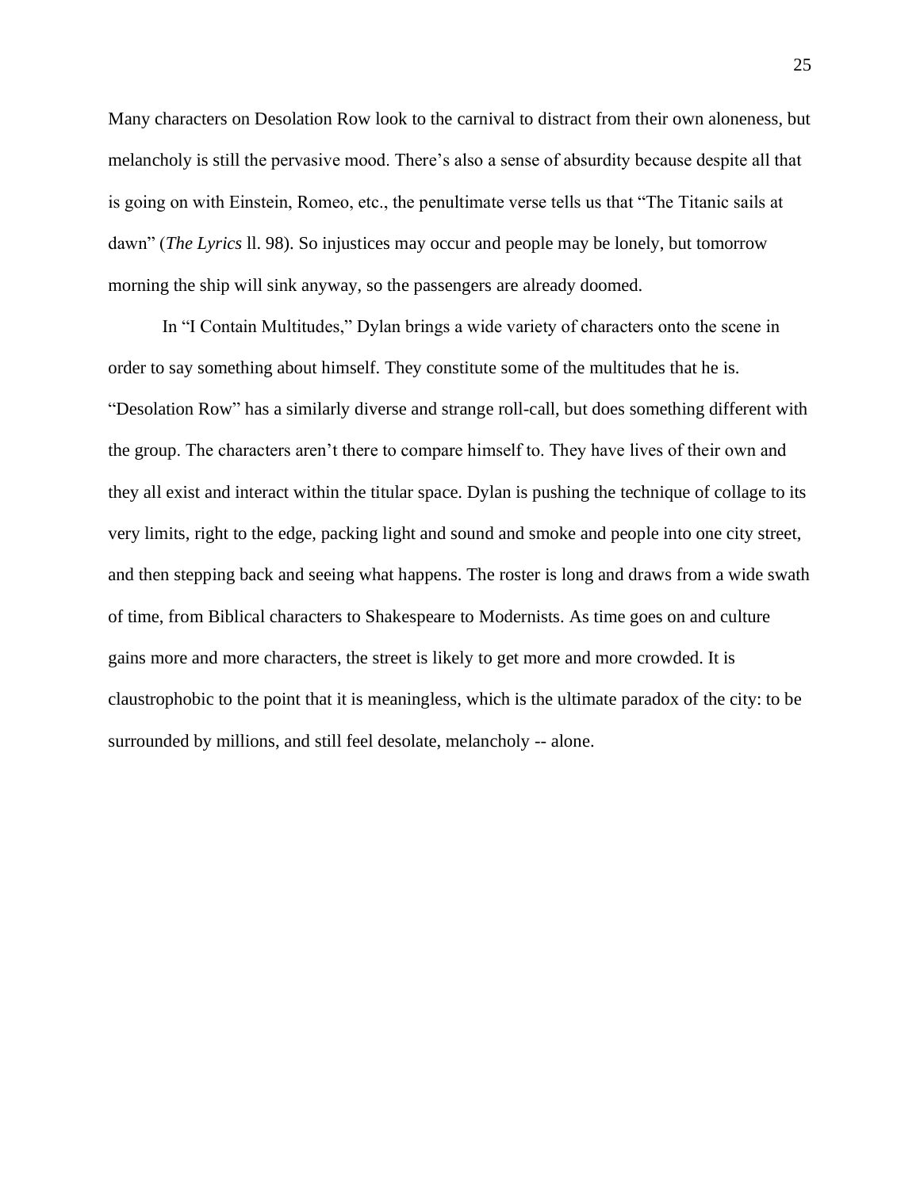Many characters on Desolation Row look to the carnival to distract from their own aloneness, but melancholy is still the pervasive mood. There's also a sense of absurdity because despite all that is going on with Einstein, Romeo, etc., the penultimate verse tells us that "The Titanic sails at dawn" (*The Lyrics* ll. 98). So injustices may occur and people may be lonely, but tomorrow morning the ship will sink anyway, so the passengers are already doomed.

In "I Contain Multitudes," Dylan brings a wide variety of characters onto the scene in order to say something about himself. They constitute some of the multitudes that he is. "Desolation Row" has a similarly diverse and strange roll-call, but does something different with the group. The characters aren't there to compare himself to. They have lives of their own and they all exist and interact within the titular space. Dylan is pushing the technique of collage to its very limits, right to the edge, packing light and sound and smoke and people into one city street, and then stepping back and seeing what happens. The roster is long and draws from a wide swath of time, from Biblical characters to Shakespeare to Modernists. As time goes on and culture gains more and more characters, the street is likely to get more and more crowded. It is claustrophobic to the point that it is meaningless, which is the ultimate paradox of the city: to be surrounded by millions, and still feel desolate, melancholy -- alone.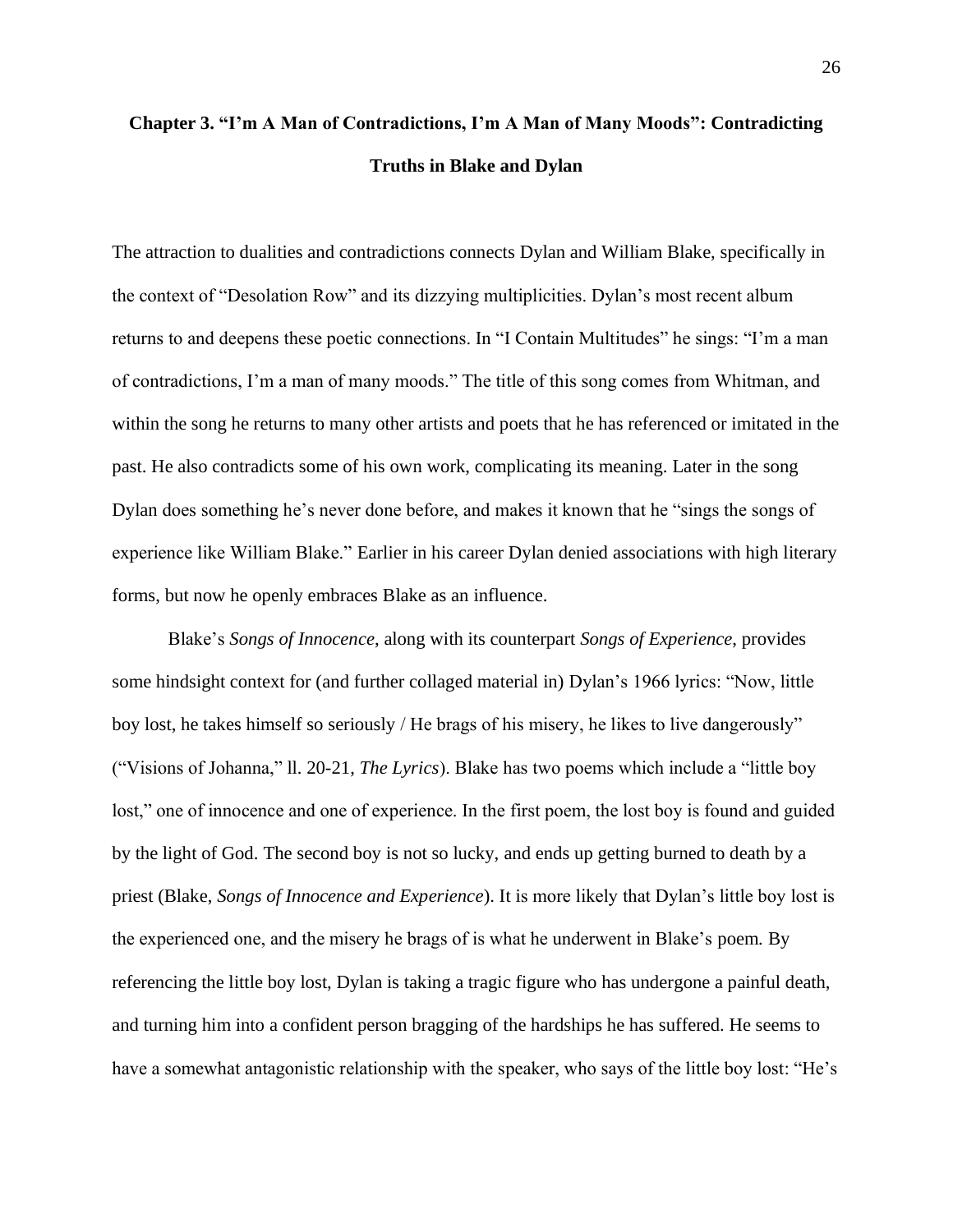## Chapter 3. "I'm A Man of Contradictions, I'm A Man of Many Moods": Contradicting Truths in Blake and Dylan

The attraction to dualities and contradictions connects Dylan and William Blake, specifically in the context of "Desolation Row" and its dizzying multiplicities. Dylan's most recent album returns to and deepens these poetic connections. In "I Contain Multitudes" he sings: "I'm a man of contradictions, I'm a man of many moods." The title of this song comes from Whitman, and within the song he returns to many other artists and poets that he has referenced or imitated in the past. He also contradicts some of his own work, complicating its meaning. Later in the song Dylan does something he's never done before, and makes it known that he "sings the songs of experience like William Blake." Earlier in his career Dylan denied associations with high literary forms, but now he openly embraces Blake as an influence.

Blake's *Songs of Innocence*, along with its counterpart *Songs of Experience*, provides some hindsight context for (and further collaged material in) Dylan's 1966 lyrics: "Now, little boy lost, he takes himself so seriously / He brags of his misery, he likes to live dangerously" ("Visions of Johanna," ll. 20-21, *The Lyrics*). Blake has two poems which include a "little boy lost," one of innocence and one of experience. In the first poem, the lost boy is found and guided by the light of God. The second boy is not so lucky, and ends up getting burned to death by a priest (Blake, *Songs of Innocence and Experience*). It is more likely that Dylan's little boy lost is the experienced one, and the misery he brags of is what he underwent in Blake's poem. By referencing the little boy lost, Dylan is taking a tragic figure who has undergone a painful death, and turning him into a confident person bragging of the hardships he has suffered. He seems to have a somewhat antagonistic relationship with the speaker, who says of the little boy lost: "He's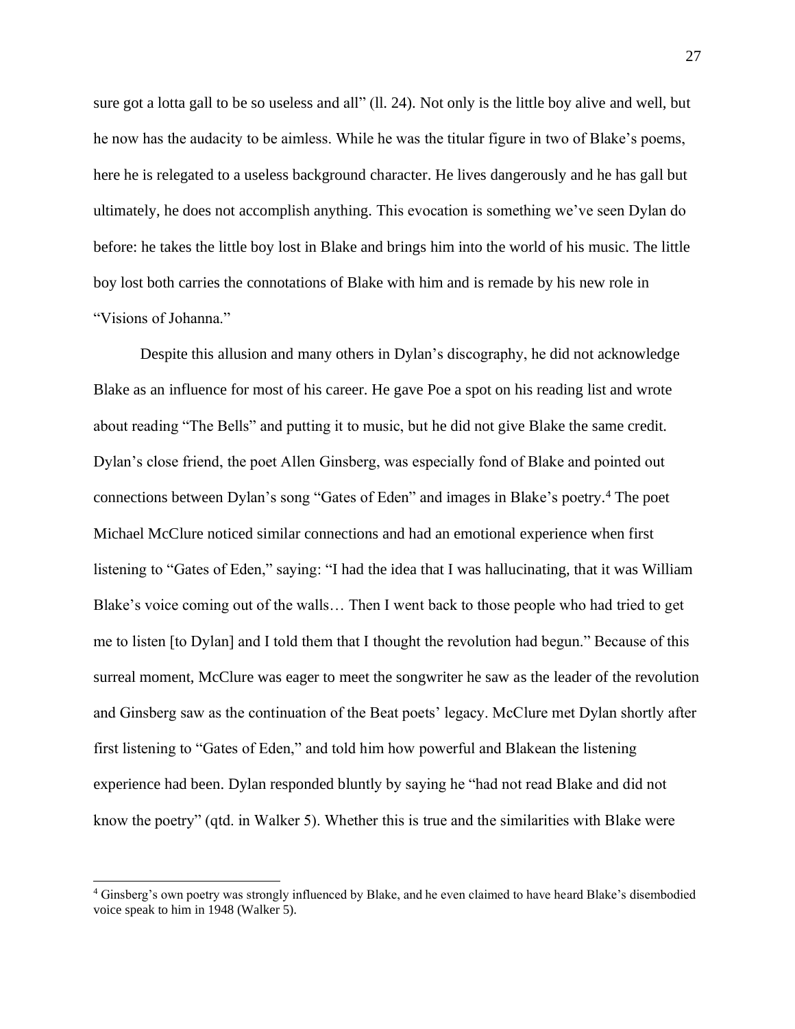sure got a lotta gall to be so useless and all" (ll. 24). Not only is the little boy alive and well, but he now has the audacity to be aimless. While he was the titular figure in two of Blake's poems, here he is relegated to a useless background character. He lives dangerously and he has gall but ultimately, he does not accomplish anything. This evocation is something we've seen Dylan do before: he takes the little boy lost in Blake and brings him into the world of his music. The little boy lost both carries the connotations of Blake with him and is remade by his new role in "Visions of Johanna."

Despite this allusion and many others in Dylan's discography, he did not acknowledge Blake as an influence for most of his career. He gave Poe a spot on his reading list and wrote about reading "The Bells" and putting it to music, but he did not give Blake the same credit. Dylan's close friend, the poet Allen Ginsberg, was especially fond of Blake and pointed out connections between Dylan's song "Gates of Eden" and images in Blake's poetry.[4] The poet Michael McClure noticed similar connections and had an emotional experience when first listening to "Gates of Eden," saying: "I had the idea that I was hallucinating, that it was William Blake's voice coming out of the walls… Then I went back to those people who had tried to get me to listen [to Dylan] and I told them that I thought the revolution had begun." Because of this surreal moment, McClure was eager to meet the songwriter he saw as the leader of the revolution and Ginsberg saw as the continuation of the Beat poets' legacy. McClure met Dylan shortly after first listening to "Gates of Eden," and told him how powerful and Blakean the listening experience had been. Dylan responded bluntly by saying he "had not read Blake and did not know the poetry" (qtd. in Walker 5). Whether this is true and the similarities with Blake were

[4] Ginsberg's own poetry was strongly influenced by Blake, and he even claimed to have heard Blake's disembodied voice speak to him in 1948 (Walker 5).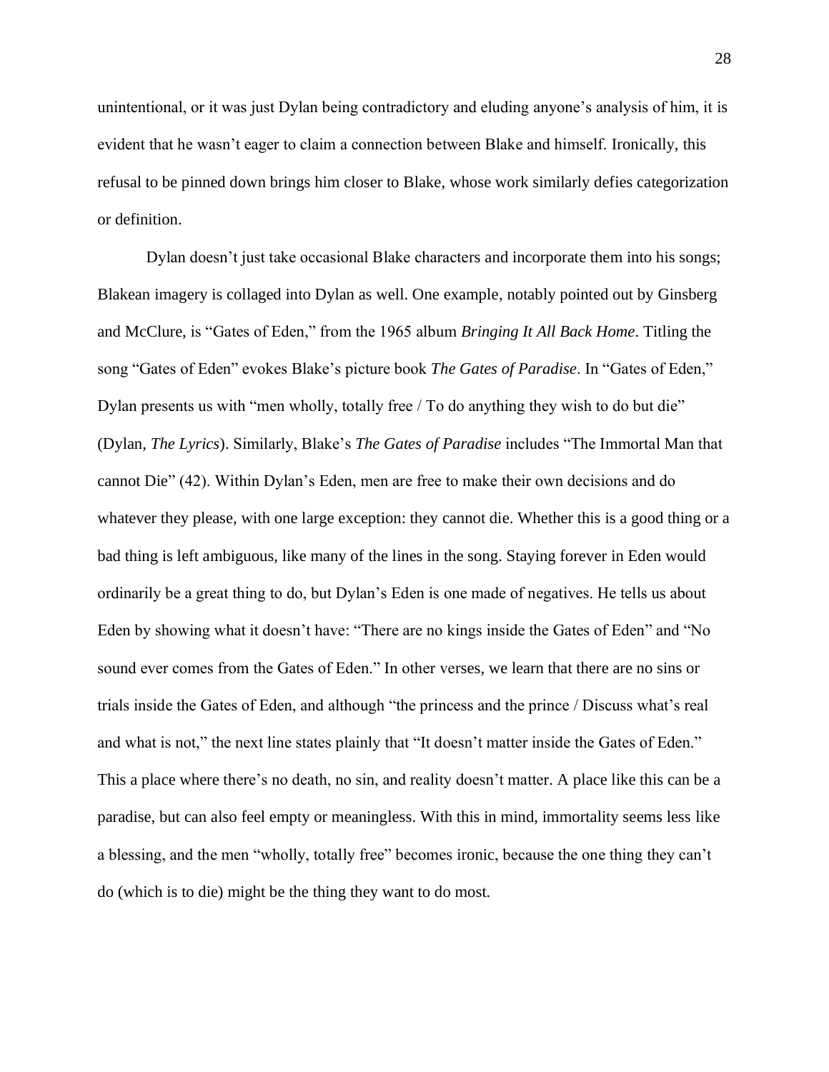unintentional, or it was just Dylan being contradictory and eluding anyone's analysis of him, it is evident that he wasn't eager to claim a connection between Blake and himself. Ironically, this refusal to be pinned down brings him closer to Blake, whose work similarly defies categorization or definition.

Dylan doesn't just take occasional Blake characters and incorporate them into his songs; Blakean imagery is collaged into Dylan as well. One example, notably pointed out by Ginsberg and McClure, is "Gates of Eden," from the 1965 album *Bringing It All Back Home*. Titling the song "Gates of Eden" evokes Blake's picture book *The Gates of Paradise*. In "Gates of Eden," Dylan presents us with "men wholly, totally free / To do anything they wish to do but die" (Dylan, *The Lyrics*). Similarly, Blake's *The Gates of Paradise* includes "The Immortal Man that cannot Die" (42). Within Dylan's Eden, men are free to make their own decisions and do whatever they please, with one large exception: they cannot die. Whether this is a good thing or a bad thing is left ambiguous, like many of the lines in the song. Staying forever in Eden would ordinarily be a great thing to do, but Dylan's Eden is one made of negatives. He tells us about Eden by showing what it doesn't have: "There are no kings inside the Gates of Eden" and "No sound ever comes from the Gates of Eden." In other verses, we learn that there are no sins or trials inside the Gates of Eden, and although "the princess and the prince / Discuss what's real and what is not," the next line states plainly that "It doesn't matter inside the Gates of Eden." This a place where there's no death, no sin, and reality doesn't matter. A place like this can be a paradise, but can also feel empty or meaningless. With this in mind, immortality seems less like a blessing, and the men "wholly, totally free" becomes ironic, because the one thing they can't do (which is to die) might be the thing they want to do most.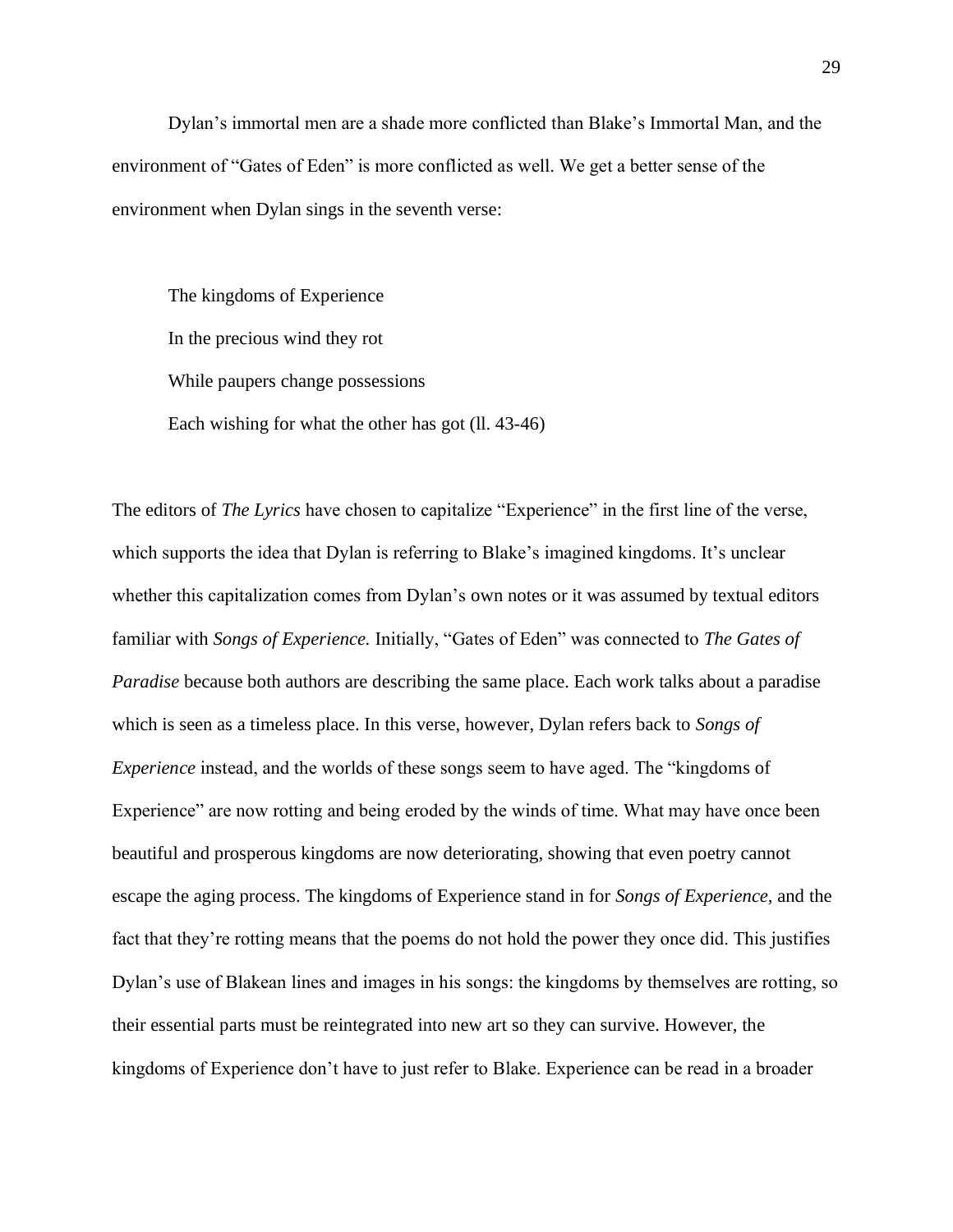Dylan's immortal men are a shade more conflicted than Blake's Immortal Man, and the environment of "Gates of Eden" is more conflicted as well. We get a better sense of the environment when Dylan sings in the seventh verse:

> The kingdoms of Experience
>
> In the precious wind they rot
>
> While paupers change possessions
>
> Each wishing for what the other has got (ll. 43-46)

The editors of *The Lyrics* have chosen to capitalize "Experience" in the first line of the verse, which supports the idea that Dylan is referring to Blake's imagined kingdoms. It's unclear whether this capitalization comes from Dylan's own notes or it was assumed by textual editors familiar with *Songs of Experience.* Initially, "Gates of Eden" was connected to *The Gates of Paradise* because both authors are describing the same place. Each work talks about a paradise which is seen as a timeless place. In this verse, however, Dylan refers back to *Songs of Experience* instead, and the worlds of these songs seem to have aged. The "kingdoms of Experience" are now rotting and being eroded by the winds of time. What may have once been beautiful and prosperous kingdoms are now deteriorating, showing that even poetry cannot escape the aging process. The kingdoms of Experience stand in for *Songs of Experience,* and the fact that they're rotting means that the poems do not hold the power they once did. This justifies Dylan's use of Blakean lines and images in his songs: the kingdoms by themselves are rotting, so their essential parts must be reintegrated into new art so they can survive. However, the kingdoms of Experience don't have to just refer to Blake. Experience can be read in a broader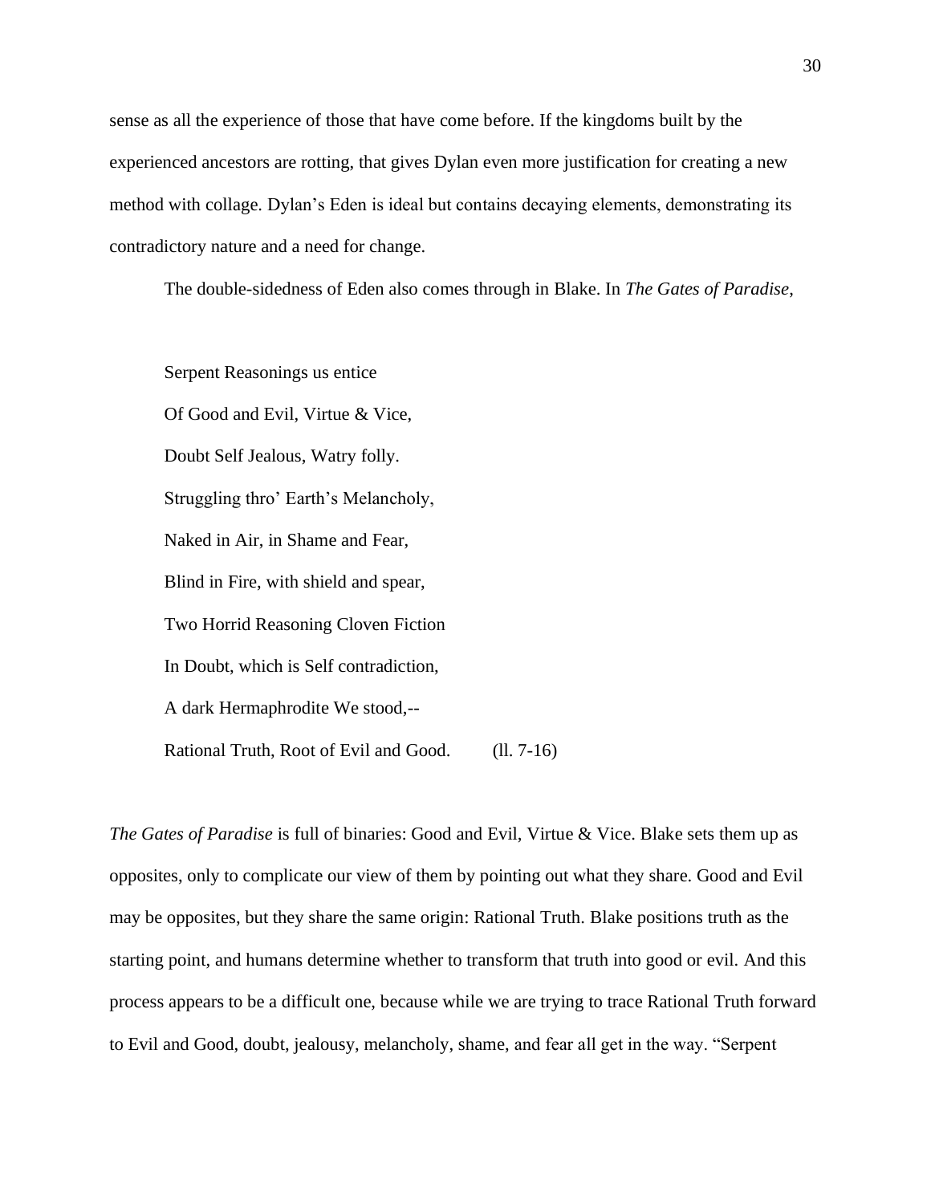sense as all the experience of those that have come before. If the kingdoms built by the experienced ancestors are rotting, that gives Dylan even more justification for creating a new method with collage. Dylan's Eden is ideal but contains decaying elements, demonstrating its contradictory nature and a need for change.

The double-sidedness of Eden also comes through in Blake. In *The Gates of Paradise*,

> Serpent Reasonings us entice
> Of Good and Evil, Virtue & Vice,
> Doubt Self Jealous, Watry folly.
> Struggling thro' Earth's Melancholy,
> Naked in Air, in Shame and Fear,
> Blind in Fire, with shield and spear,
> Two Horrid Reasoning Cloven Fiction
> In Doubt, which is Self contradiction,
> A dark Hermaphrodite We stood,--
> Rational Truth, Root of Evil and Good. (ll. 7-16)

*The Gates of Paradise* is full of binaries: Good and Evil, Virtue & Vice. Blake sets them up as opposites, only to complicate our view of them by pointing out what they share. Good and Evil may be opposites, but they share the same origin: Rational Truth. Blake positions truth as the starting point, and humans determine whether to transform that truth into good or evil. And this process appears to be a difficult one, because while we are trying to trace Rational Truth forward to Evil and Good, doubt, jealousy, melancholy, shame, and fear all get in the way. "Serpent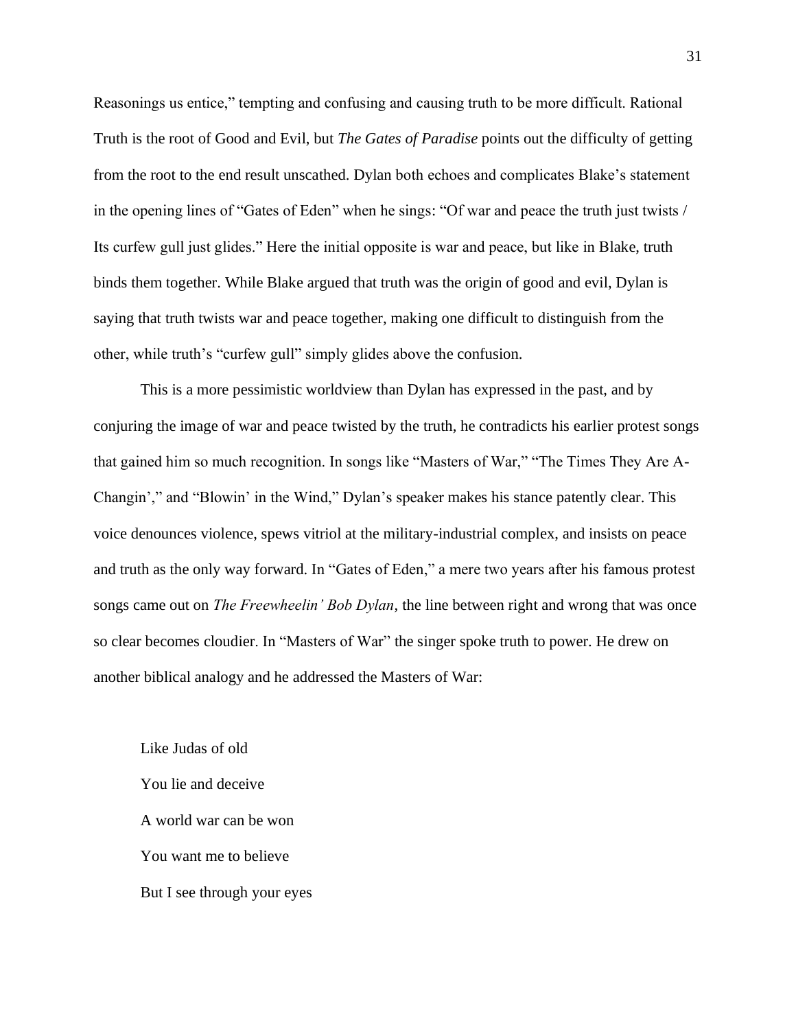Reasonings us entice," tempting and confusing and causing truth to be more difficult. Rational Truth is the root of Good and Evil, but *The Gates of Paradise* points out the difficulty of getting from the root to the end result unscathed. Dylan both echoes and complicates Blake's statement in the opening lines of "Gates of Eden" when he sings: "Of war and peace the truth just twists / Its curfew gull just glides." Here the initial opposite is war and peace, but like in Blake, truth binds them together. While Blake argued that truth was the origin of good and evil, Dylan is saying that truth twists war and peace together, making one difficult to distinguish from the other, while truth's "curfew gull" simply glides above the confusion.

This is a more pessimistic worldview than Dylan has expressed in the past, and by conjuring the image of war and peace twisted by the truth, he contradicts his earlier protest songs that gained him so much recognition. In songs like "Masters of War," "The Times They Are A-Changin'," and "Blowin' in the Wind," Dylan's speaker makes his stance patently clear. This voice denounces violence, spews vitriol at the military-industrial complex, and insists on peace and truth as the only way forward. In "Gates of Eden," a mere two years after his famous protest songs came out on *The Freewheelin' Bob Dylan*, the line between right and wrong that was once so clear becomes cloudier. In "Masters of War" the singer spoke truth to power. He drew on another biblical analogy and he addressed the Masters of War:

> Like Judas of old
>
> You lie and deceive
>
> A world war can be won
>
> You want me to believe
>
> But I see through your eyes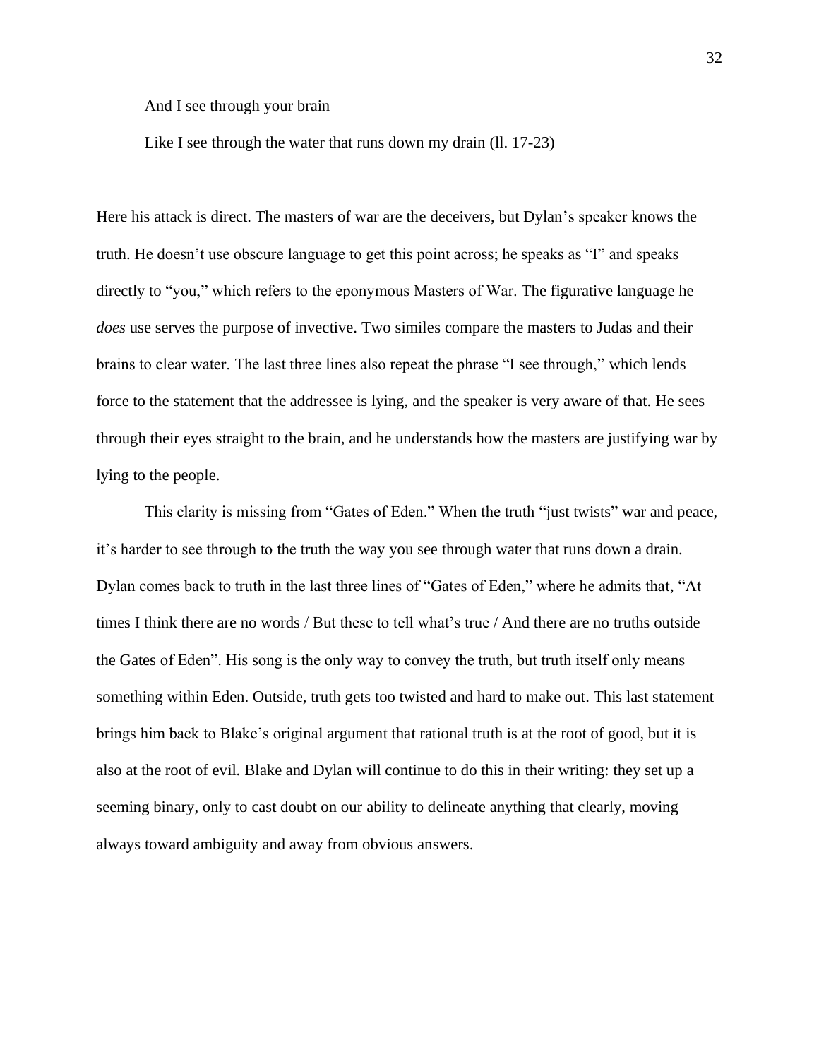And I see through your brain

Like I see through the water that runs down my drain (ll. 17-23)

Here his attack is direct. The masters of war are the deceivers, but Dylan's speaker knows the truth. He doesn't use obscure language to get this point across; he speaks as "I" and speaks directly to "you," which refers to the eponymous Masters of War. The figurative language he *does* use serves the purpose of invective. Two similes compare the masters to Judas and their brains to clear water. The last three lines also repeat the phrase "I see through," which lends force to the statement that the addressee is lying, and the speaker is very aware of that. He sees through their eyes straight to the brain, and he understands how the masters are justifying war by lying to the people.

This clarity is missing from "Gates of Eden." When the truth "just twists" war and peace, it's harder to see through to the truth the way you see through water that runs down a drain. Dylan comes back to truth in the last three lines of "Gates of Eden," where he admits that, "At times I think there are no words / But these to tell what's true / And there are no truths outside the Gates of Eden". His song is the only way to convey the truth, but truth itself only means something within Eden. Outside, truth gets too twisted and hard to make out. This last statement brings him back to Blake's original argument that rational truth is at the root of good, but it is also at the root of evil. Blake and Dylan will continue to do this in their writing: they set up a seeming binary, only to cast doubt on our ability to delineate anything that clearly, moving always toward ambiguity and away from obvious answers.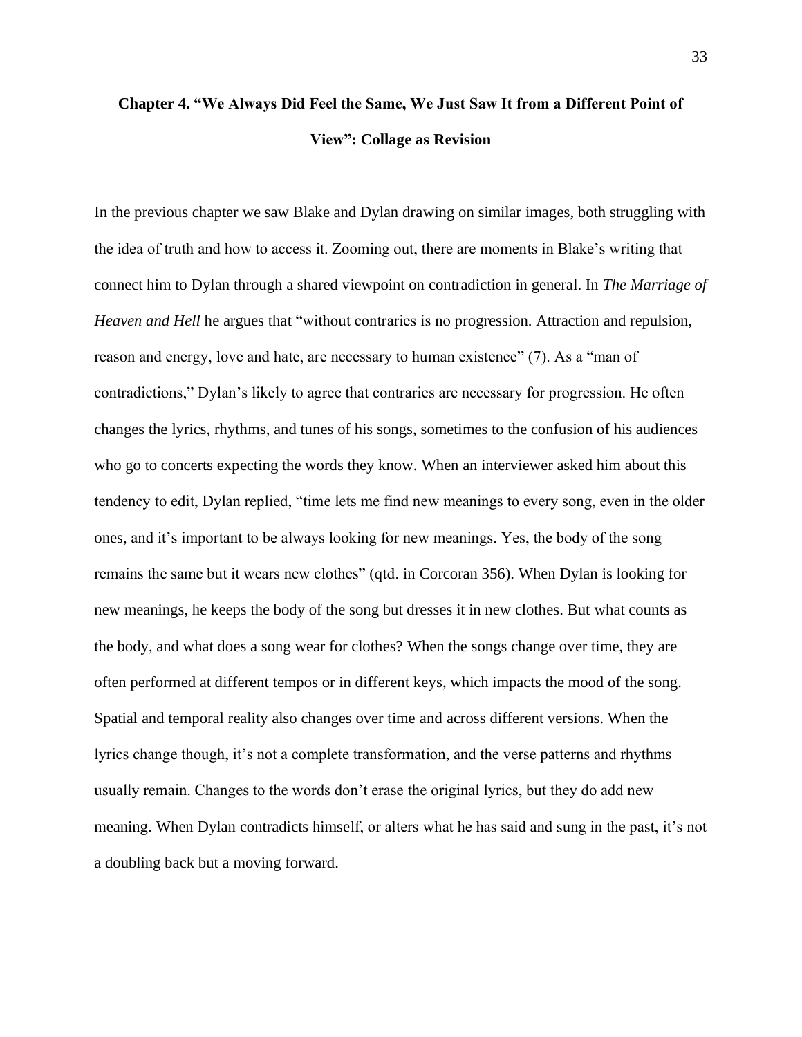## Chapter 4. "We Always Did Feel the Same, We Just Saw It from a Different Point of View": Collage as Revision

In the previous chapter we saw Blake and Dylan drawing on similar images, both struggling with the idea of truth and how to access it. Zooming out, there are moments in Blake's writing that connect him to Dylan through a shared viewpoint on contradiction in general. In *The Marriage of Heaven and Hell* he argues that "without contraries is no progression. Attraction and repulsion, reason and energy, love and hate, are necessary to human existence" (7). As a "man of contradictions," Dylan's likely to agree that contraries are necessary for progression. He often changes the lyrics, rhythms, and tunes of his songs, sometimes to the confusion of his audiences who go to concerts expecting the words they know. When an interviewer asked him about this tendency to edit, Dylan replied, "time lets me find new meanings to every song, even in the older ones, and it's important to be always looking for new meanings. Yes, the body of the song remains the same but it wears new clothes" (qtd. in Corcoran 356). When Dylan is looking for new meanings, he keeps the body of the song but dresses it in new clothes. But what counts as the body, and what does a song wear for clothes? When the songs change over time, they are often performed at different tempos or in different keys, which impacts the mood of the song. Spatial and temporal reality also changes over time and across different versions. When the lyrics change though, it's not a complete transformation, and the verse patterns and rhythms usually remain. Changes to the words don't erase the original lyrics, but they do add new meaning. When Dylan contradicts himself, or alters what he has said and sung in the past, it's not a doubling back but a moving forward.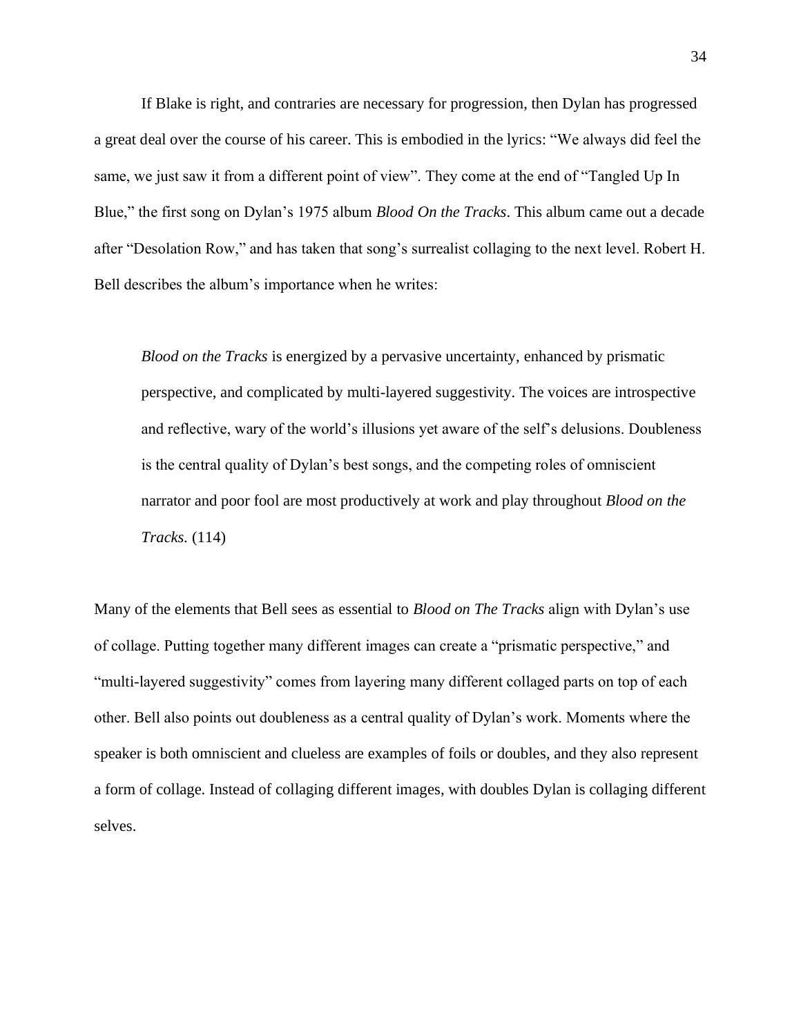If Blake is right, and contraries are necessary for progression, then Dylan has progressed a great deal over the course of his career. This is embodied in the lyrics: "We always did feel the same, we just saw it from a different point of view". They come at the end of "Tangled Up In Blue," the first song on Dylan's 1975 album *Blood On the Tracks*. This album came out a decade after "Desolation Row," and has taken that song's surrealist collaging to the next level. Robert H. Bell describes the album's importance when he writes:

> *Blood on the Tracks* is energized by a pervasive uncertainty, enhanced by prismatic perspective, and complicated by multi-layered suggestivity. The voices are introspective and reflective, wary of the world's illusions yet aware of the self's delusions. Doubleness is the central quality of Dylan's best songs, and the competing roles of omniscient narrator and poor fool are most productively at work and play throughout *Blood on the Tracks.* (114)

Many of the elements that Bell sees as essential to *Blood on The Tracks* align with Dylan's use of collage. Putting together many different images can create a "prismatic perspective," and "multi-layered suggestivity" comes from layering many different collaged parts on top of each other. Bell also points out doubleness as a central quality of Dylan's work. Moments where the speaker is both omniscient and clueless are examples of foils or doubles, and they also represent a form of collage. Instead of collaging different images, with doubles Dylan is collaging different selves.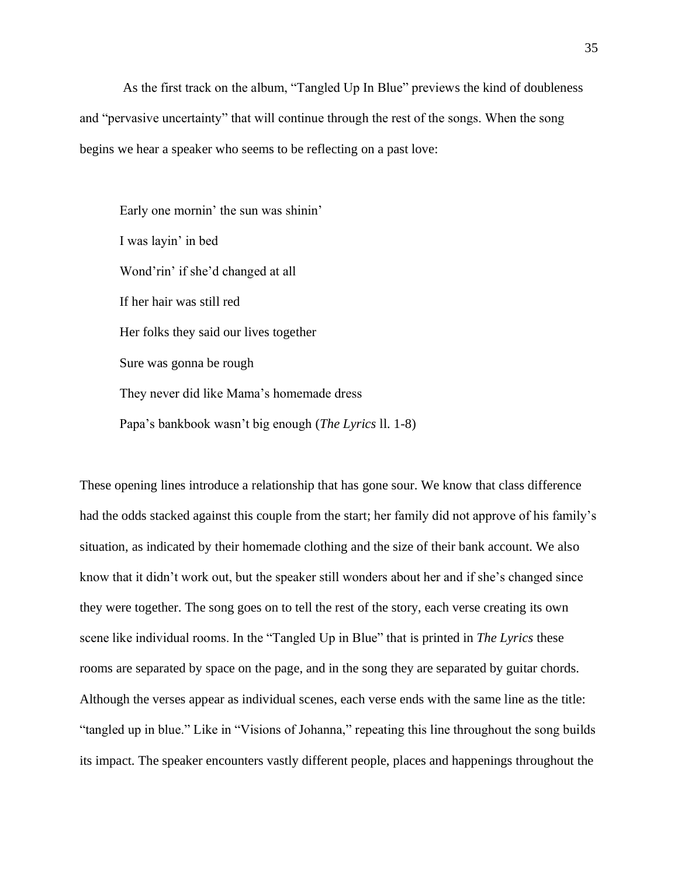As the first track on the album, "Tangled Up In Blue" previews the kind of doubleness and "pervasive uncertainty" that will continue through the rest of the songs. When the song begins we hear a speaker who seems to be reflecting on a past love:

> Early one mornin' the sun was shinin'
>
> I was layin' in bed
>
> Wond'rin' if she'd changed at all
>
> If her hair was still red
>
> Her folks they said our lives together
>
> Sure was gonna be rough
>
> They never did like Mama's homemade dress
>
> Papa's bankbook wasn't big enough (*The Lyrics* ll. 1-8)

These opening lines introduce a relationship that has gone sour. We know that class difference had the odds stacked against this couple from the start; her family did not approve of his family's situation, as indicated by their homemade clothing and the size of their bank account. We also know that it didn't work out, but the speaker still wonders about her and if she's changed since they were together. The song goes on to tell the rest of the story, each verse creating its own scene like individual rooms. In the "Tangled Up in Blue" that is printed in *The Lyrics* these rooms are separated by space on the page, and in the song they are separated by guitar chords. Although the verses appear as individual scenes, each verse ends with the same line as the title: "tangled up in blue." Like in "Visions of Johanna," repeating this line throughout the song builds its impact. The speaker encounters vastly different people, places and happenings throughout the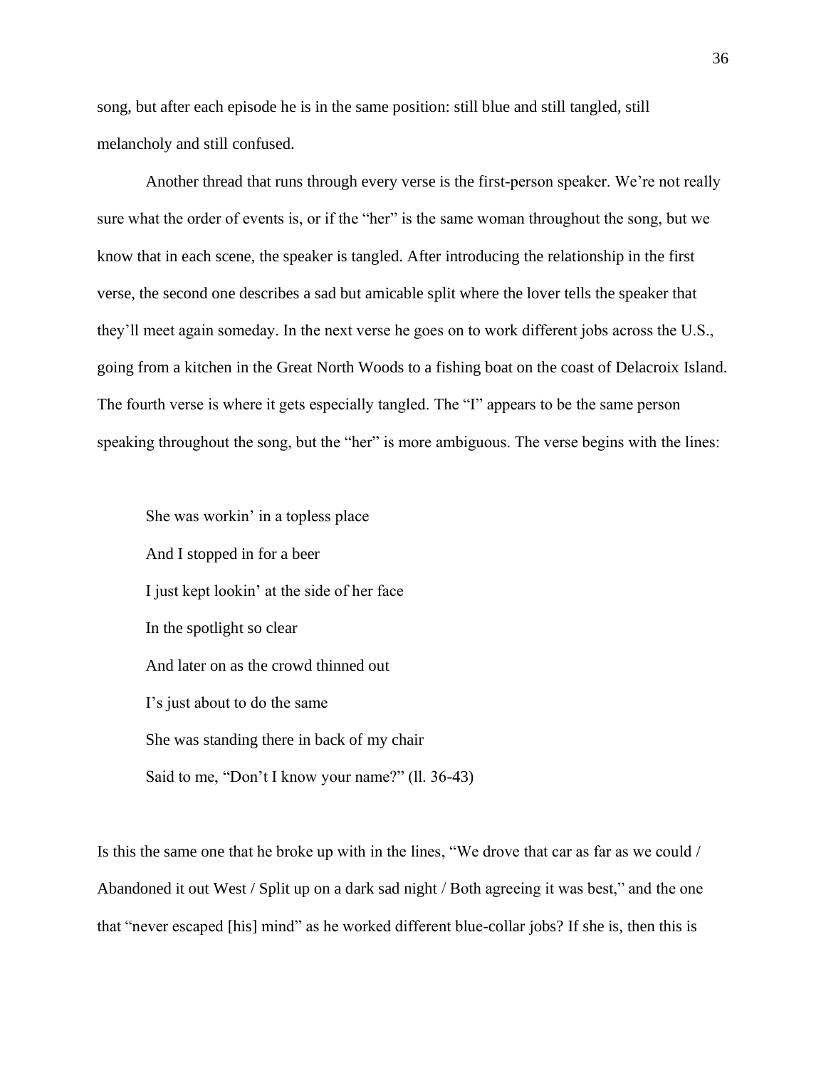song, but after each episode he is in the same position: still blue and still tangled, still melancholy and still confused.

Another thread that runs through every verse is the first-person speaker. We're not really sure what the order of events is, or if the "her" is the same woman throughout the song, but we know that in each scene, the speaker is tangled. After introducing the relationship in the first verse, the second one describes a sad but amicable split where the lover tells the speaker that they'll meet again someday. In the next verse he goes on to work different jobs across the U.S., going from a kitchen in the Great North Woods to a fishing boat on the coast of Delacroix Island. The fourth verse is where it gets especially tangled. The "I" appears to be the same person speaking throughout the song, but the "her" is more ambiguous. The verse begins with the lines:

> She was workin' in a topless place
> And I stopped in for a beer
> I just kept lookin' at the side of her face
> In the spotlight so clear
> And later on as the crowd thinned out
> I's just about to do the same
> She was standing there in back of my chair
> Said to me, "Don't I know your name?" (ll. 36-43)

Is this the same one that he broke up with in the lines, "We drove that car as far as we could / Abandoned it out West / Split up on a dark sad night / Both agreeing it was best," and the one that "never escaped [his] mind" as he worked different blue-collar jobs? If she is, then this is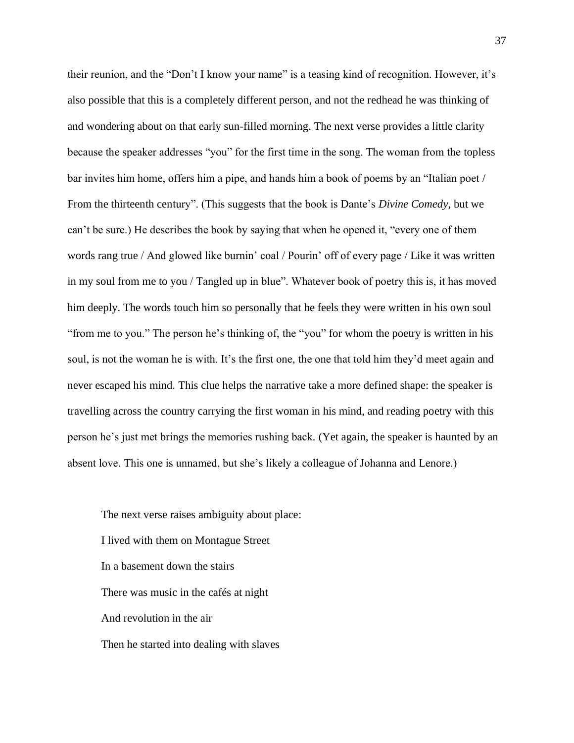their reunion, and the "Don't I know your name" is a teasing kind of recognition. However, it's also possible that this is a completely different person, and not the redhead he was thinking of and wondering about on that early sun-filled morning. The next verse provides a little clarity because the speaker addresses "you" for the first time in the song. The woman from the topless bar invites him home, offers him a pipe, and hands him a book of poems by an "Italian poet / From the thirteenth century". (This suggests that the book is Dante's *Divine Comedy*, but we can't be sure.) He describes the book by saying that when he opened it, "every one of them words rang true / And glowed like burnin' coal / Pourin' off of every page / Like it was written in my soul from me to you / Tangled up in blue". Whatever book of poetry this is, it has moved him deeply. The words touch him so personally that he feels they were written in his own soul "from me to you." The person he's thinking of, the "you" for whom the poetry is written in his soul, is not the woman he is with. It's the first one, the one that told him they'd meet again and never escaped his mind. This clue helps the narrative take a more defined shape: the speaker is travelling across the country carrying the first woman in his mind, and reading poetry with this person he's just met brings the memories rushing back. (Yet again, the speaker is haunted by an absent love. This one is unnamed, but she's likely a colleague of Johanna and Lenore.)

The next verse raises ambiguity about place:

I lived with them on Montague Street  
In a basement down the stairs  
There was music in the cafés at night  
And revolution in the air  
Then he started into dealing with slaves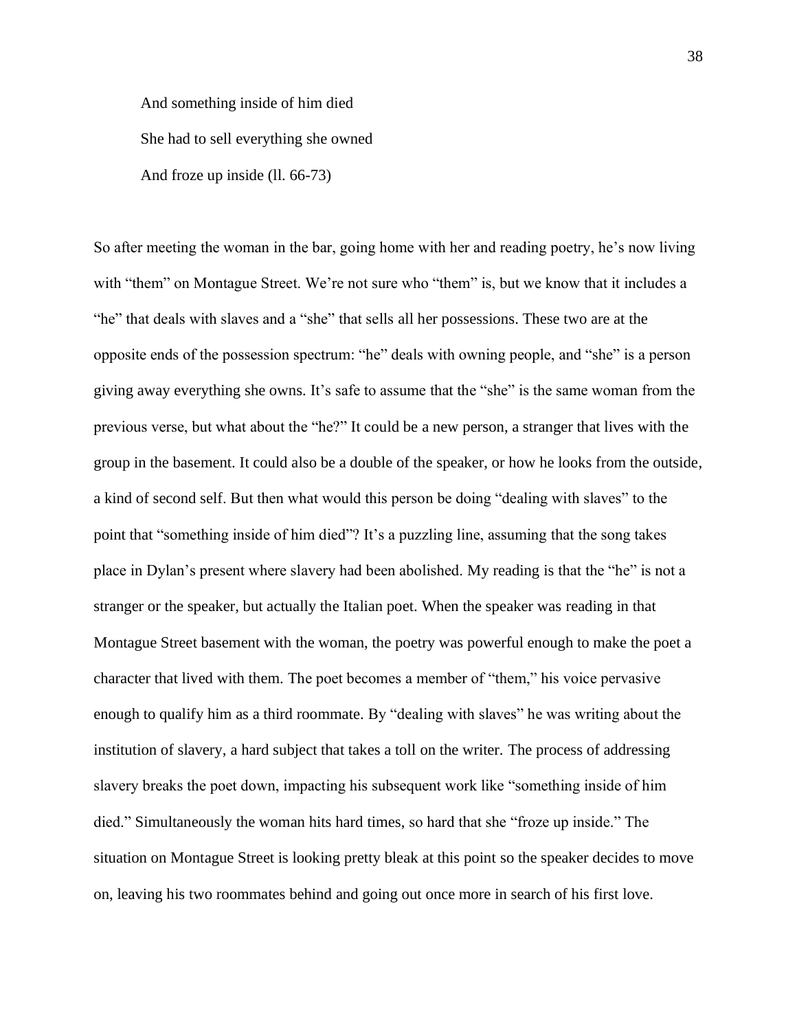> And something inside of him died
> She had to sell everything she owned
> And froze up inside (ll. 66-73)

So after meeting the woman in the bar, going home with her and reading poetry, he's now living with "them" on Montague Street. We're not sure who "them" is, but we know that it includes a "he" that deals with slaves and a "she" that sells all her possessions. These two are at the opposite ends of the possession spectrum: "he" deals with owning people, and "she" is a person giving away everything she owns. It's safe to assume that the "she" is the same woman from the previous verse, but what about the "he?" It could be a new person, a stranger that lives with the group in the basement. It could also be a double of the speaker, or how he looks from the outside, a kind of second self. But then what would this person be doing "dealing with slaves" to the point that "something inside of him died"? It's a puzzling line, assuming that the song takes place in Dylan's present where slavery had been abolished. My reading is that the "he" is not a stranger or the speaker, but actually the Italian poet. When the speaker was reading in that Montague Street basement with the woman, the poetry was powerful enough to make the poet a character that lived with them. The poet becomes a member of "them," his voice pervasive enough to qualify him as a third roommate. By "dealing with slaves" he was writing about the institution of slavery, a hard subject that takes a toll on the writer. The process of addressing slavery breaks the poet down, impacting his subsequent work like "something inside of him died." Simultaneously the woman hits hard times, so hard that she "froze up inside." The situation on Montague Street is looking pretty bleak at this point so the speaker decides to move on, leaving his two roommates behind and going out once more in search of his first love.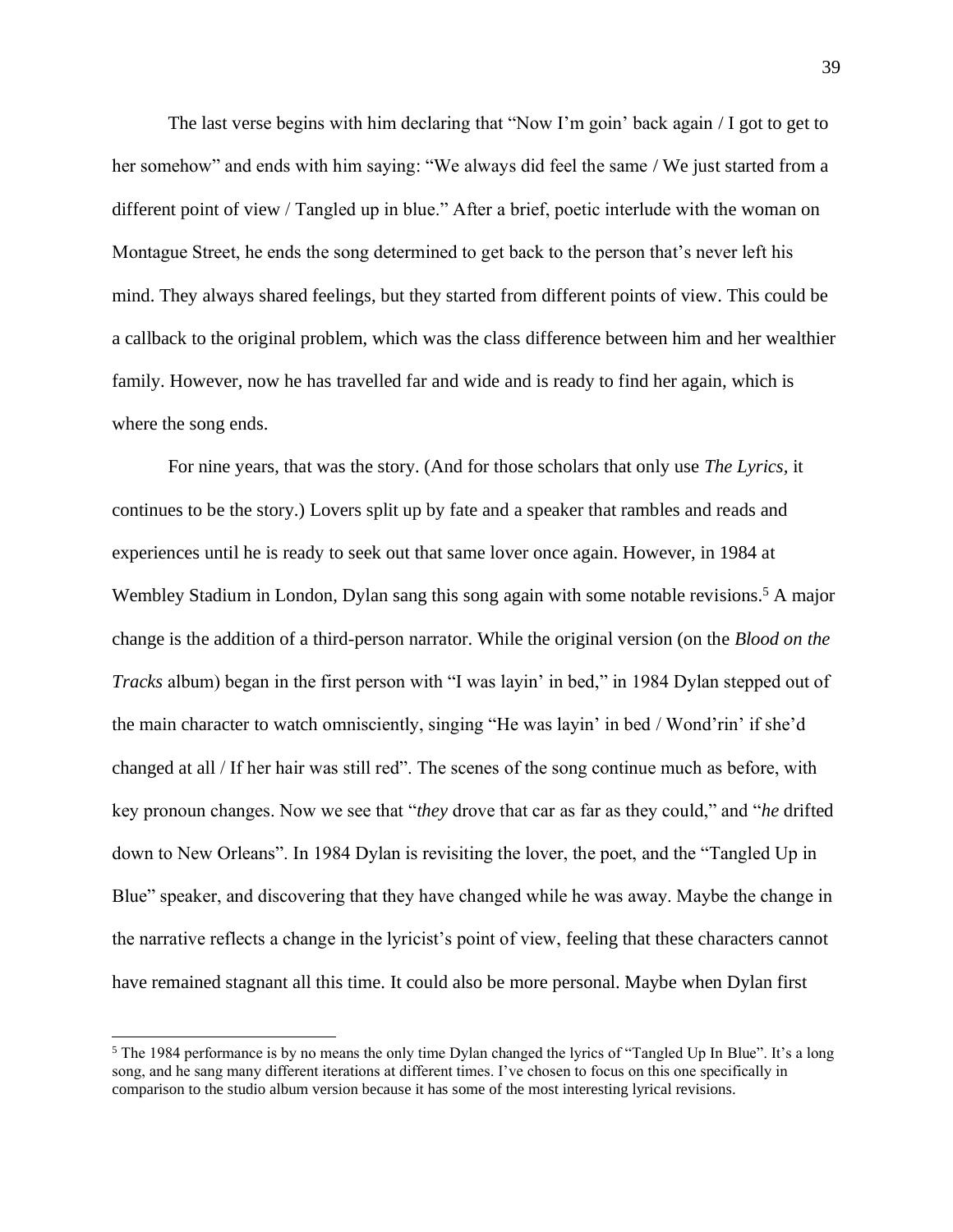The last verse begins with him declaring that "Now I'm goin' back again / I got to get to her somehow" and ends with him saying: "We always did feel the same / We just started from a different point of view / Tangled up in blue." After a brief, poetic interlude with the woman on Montague Street, he ends the song determined to get back to the person that's never left his mind. They always shared feelings, but they started from different points of view. This could be a callback to the original problem, which was the class difference between him and her wealthier family. However, now he has travelled far and wide and is ready to find her again, which is where the song ends.

For nine years, that was the story. (And for those scholars that only use *The Lyrics*, it continues to be the story.) Lovers split up by fate and a speaker that rambles and reads and experiences until he is ready to seek out that same lover once again. However, in 1984 at Wembley Stadium in London, Dylan sang this song again with some notable revisions.[5] A major change is the addition of a third-person narrator. While the original version (on the *Blood on the Tracks* album) began in the first person with "I was layin' in bed," in 1984 Dylan stepped out of the main character to watch omnisciently, singing "He was layin' in bed / Wond'rin' if she'd changed at all / If her hair was still red". The scenes of the song continue much as before, with key pronoun changes. Now we see that "*they* drove that car as far as they could," and "*he* drifted down to New Orleans". In 1984 Dylan is revisiting the lover, the poet, and the "Tangled Up in Blue" speaker, and discovering that they have changed while he was away. Maybe the change in the narrative reflects a change in the lyricist's point of view, feeling that these characters cannot have remained stagnant all this time. It could also be more personal. Maybe when Dylan first

[5] The 1984 performance is by no means the only time Dylan changed the lyrics of "Tangled Up In Blue". It's a long song, and he sang many different iterations at different times. I've chosen to focus on this one specifically in comparison to the studio album version because it has some of the most interesting lyrical revisions.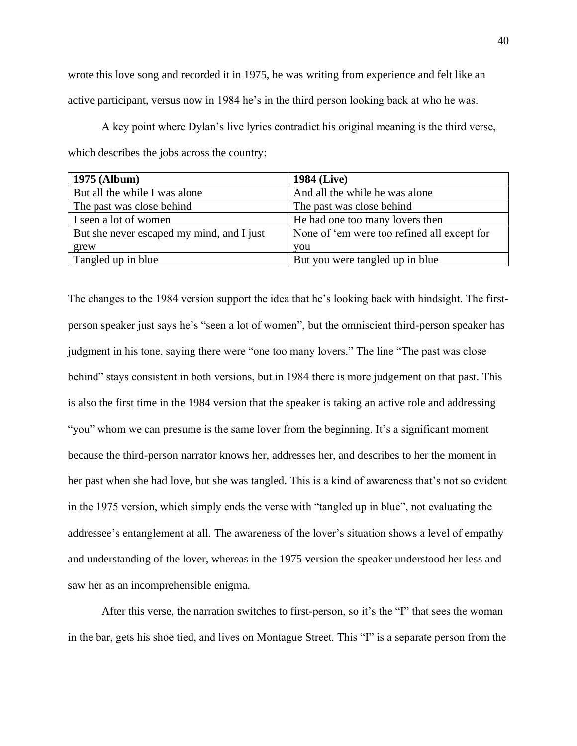wrote this love song and recorded it in 1975, he was writing from experience and felt like an active participant, versus now in 1984 he's in the third person looking back at who he was.

A key point where Dylan's live lyrics contradict his original meaning is the third verse, which describes the jobs across the country:

| **1975 (Album)** | **1984 (Live)** |
|---|---|
| But all the while I was alone | And all the while he was alone |
| The past was close behind | The past was close behind |
| I seen a lot of women | He had one too many lovers then |
| But she never escaped my mind, and I just grew | None of 'em were too refined all except for you |
| Tangled up in blue | But you were tangled up in blue |

The changes to the 1984 version support the idea that he's looking back with hindsight. The first-person speaker just says he's "seen a lot of women", but the omniscient third-person speaker has judgment in his tone, saying there were "one too many lovers." The line "The past was close behind" stays consistent in both versions, but in 1984 there is more judgement on that past. This is also the first time in the 1984 version that the speaker is taking an active role and addressing "you" whom we can presume is the same lover from the beginning. It's a significant moment because the third-person narrator knows her, addresses her, and describes to her the moment in her past when she had love, but she was tangled. This is a kind of awareness that's not so evident in the 1975 version, which simply ends the verse with "tangled up in blue", not evaluating the addressee's entanglement at all. The awareness of the lover's situation shows a level of empathy and understanding of the lover, whereas in the 1975 version the speaker understood her less and saw her as an incomprehensible enigma.

After this verse, the narration switches to first-person, so it's the "I" that sees the woman in the bar, gets his shoe tied, and lives on Montague Street. This "I" is a separate person from the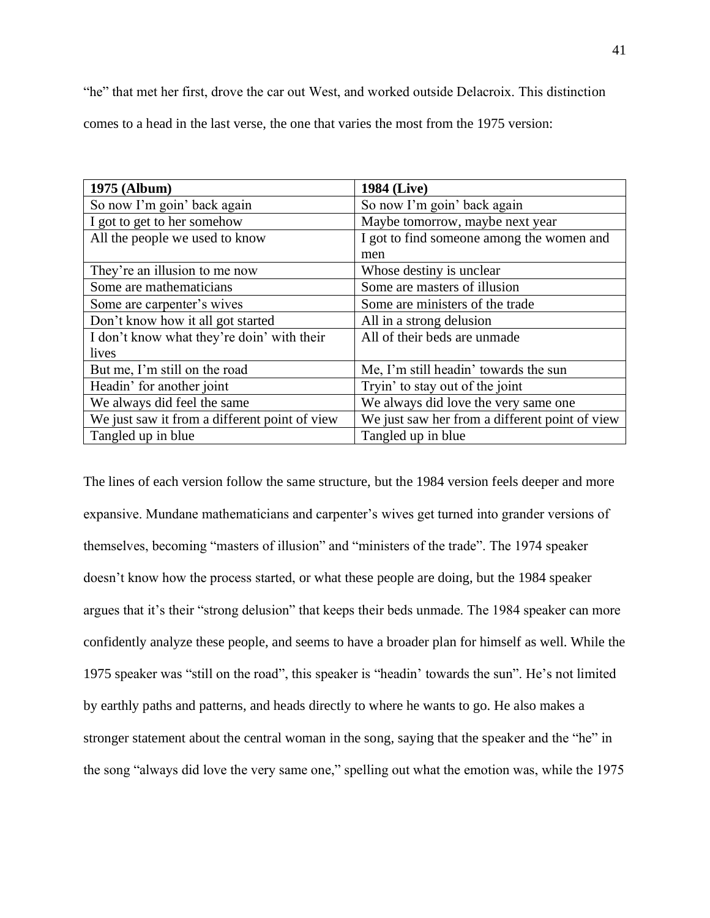"he" that met her first, drove the car out West, and worked outside Delacroix. This distinction comes to a head in the last verse, the one that varies the most from the 1975 version:

| **1975 (Album)** | **1984 (Live)** |
|---|---|
| So now I'm goin' back again | So now I'm goin' back again |
| I got to get to her somehow | Maybe tomorrow, maybe next year |
| All the people we used to know | I got to find someone among the women and men |
| They're an illusion to me now | Whose destiny is unclear |
| Some are mathematicians | Some are masters of illusion |
| Some are carpenter's wives | Some are ministers of the trade |
| Don't know how it all got started | All in a strong delusion |
| I don't know what they're doin' with their lives | All of their beds are unmade |
| But me, I'm still on the road | Me, I'm still headin' towards the sun |
| Headin' for another joint | Tryin' to stay out of the joint |
| We always did feel the same | We always did love the very same one |
| We just saw it from a different point of view | We just saw her from a different point of view |
| Tangled up in blue | Tangled up in blue |

The lines of each version follow the same structure, but the 1984 version feels deeper and more expansive. Mundane mathematicians and carpenter's wives get turned into grander versions of themselves, becoming "masters of illusion" and "ministers of the trade". The 1974 speaker doesn't know how the process started, or what these people are doing, but the 1984 speaker argues that it's their "strong delusion" that keeps their beds unmade. The 1984 speaker can more confidently analyze these people, and seems to have a broader plan for himself as well. While the 1975 speaker was "still on the road", this speaker is "headin' towards the sun". He's not limited by earthly paths and patterns, and heads directly to where he wants to go. He also makes a stronger statement about the central woman in the song, saying that the speaker and the "he" in the song "always did love the very same one," spelling out what the emotion was, while the 1975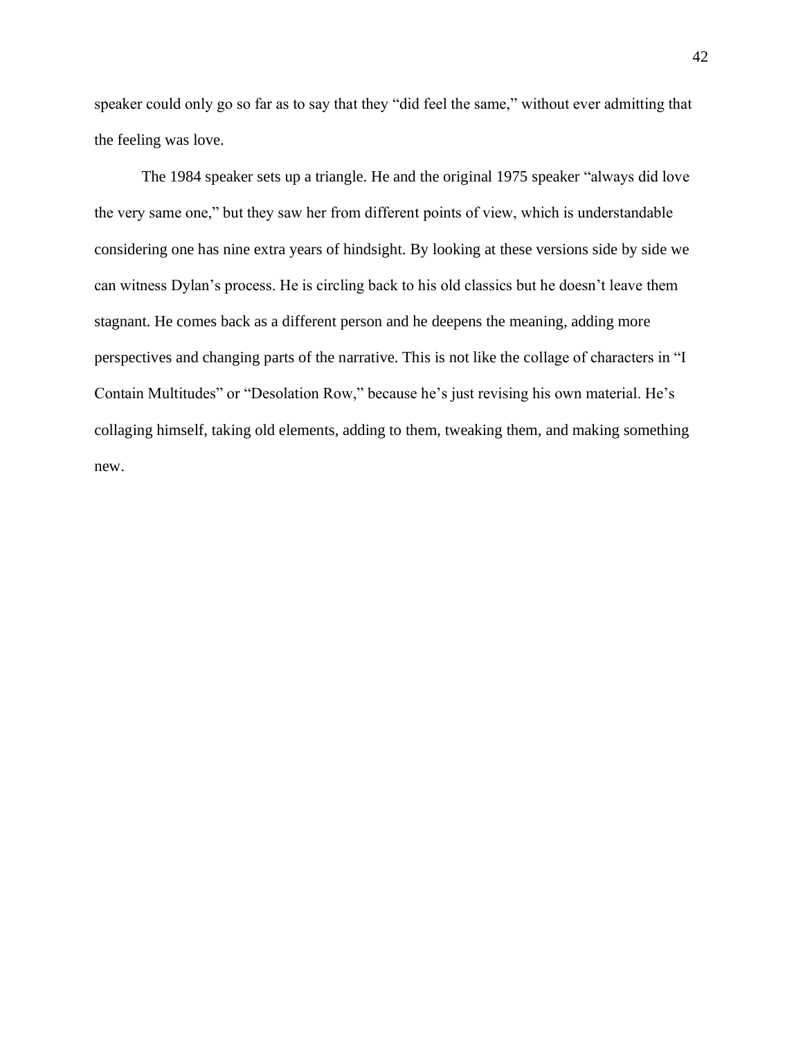speaker could only go so far as to say that they "did feel the same," without ever admitting that the feeling was love.

The 1984 speaker sets up a triangle. He and the original 1975 speaker "always did love the very same one," but they saw her from different points of view, which is understandable considering one has nine extra years of hindsight. By looking at these versions side by side we can witness Dylan's process. He is circling back to his old classics but he doesn't leave them stagnant. He comes back as a different person and he deepens the meaning, adding more perspectives and changing parts of the narrative. This is not like the collage of characters in "I Contain Multitudes" or "Desolation Row," because he's just revising his own material. He's collaging himself, taking old elements, adding to them, tweaking them, and making something new.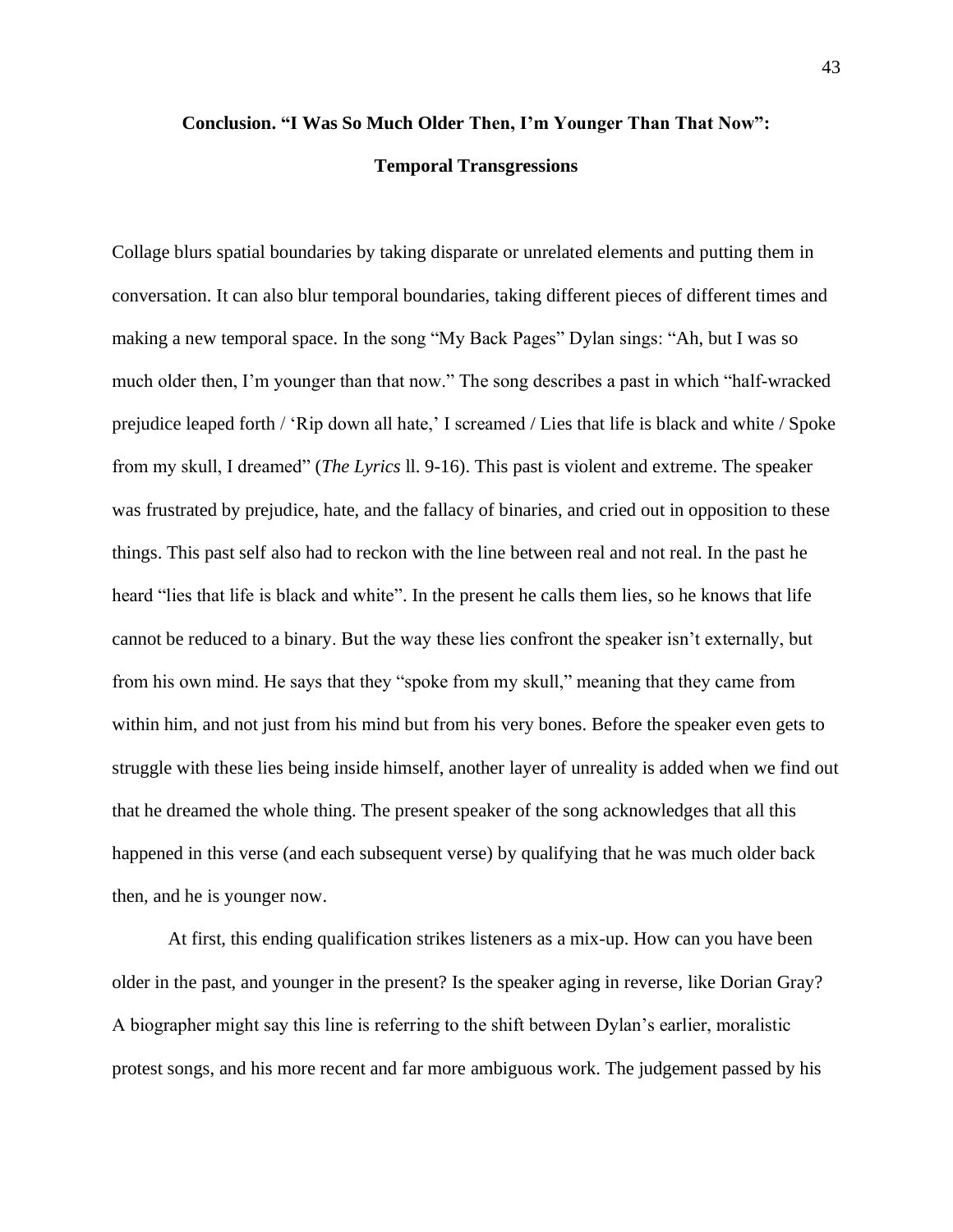## Conclusion. "I Was So Much Older Then, I'm Younger Than That Now": Temporal Transgressions

Collage blurs spatial boundaries by taking disparate or unrelated elements and putting them in conversation. It can also blur temporal boundaries, taking different pieces of different times and making a new temporal space. In the song "My Back Pages" Dylan sings: "Ah, but I was so much older then, I'm younger than that now." The song describes a past in which "half-wracked prejudice leaped forth / 'Rip down all hate,' I screamed / Lies that life is black and white / Spoke from my skull, I dreamed" (*The Lyrics* ll. 9-16). This past is violent and extreme. The speaker was frustrated by prejudice, hate, and the fallacy of binaries, and cried out in opposition to these things. This past self also had to reckon with the line between real and not real. In the past he heard "lies that life is black and white". In the present he calls them lies, so he knows that life cannot be reduced to a binary. But the way these lies confront the speaker isn't externally, but from his own mind. He says that they "spoke from my skull," meaning that they came from within him, and not just from his mind but from his very bones. Before the speaker even gets to struggle with these lies being inside himself, another layer of unreality is added when we find out that he dreamed the whole thing. The present speaker of the song acknowledges that all this happened in this verse (and each subsequent verse) by qualifying that he was much older back then, and he is younger now.

At first, this ending qualification strikes listeners as a mix-up. How can you have been older in the past, and younger in the present? Is the speaker aging in reverse, like Dorian Gray? A biographer might say this line is referring to the shift between Dylan's earlier, moralistic protest songs, and his more recent and far more ambiguous work. The judgement passed by his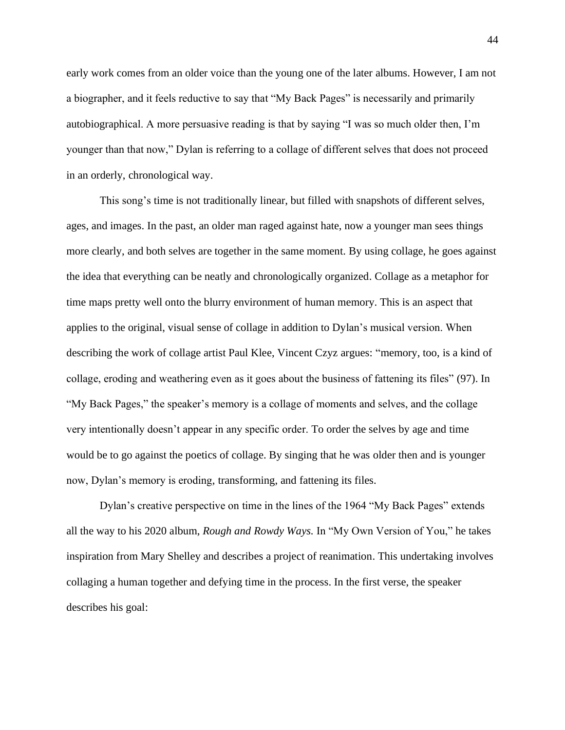early work comes from an older voice than the young one of the later albums. However, I am not a biographer, and it feels reductive to say that "My Back Pages" is necessarily and primarily autobiographical. A more persuasive reading is that by saying "I was so much older then, I'm younger than that now," Dylan is referring to a collage of different selves that does not proceed in an orderly, chronological way.

This song's time is not traditionally linear, but filled with snapshots of different selves, ages, and images. In the past, an older man raged against hate, now a younger man sees things more clearly, and both selves are together in the same moment. By using collage, he goes against the idea that everything can be neatly and chronologically organized. Collage as a metaphor for time maps pretty well onto the blurry environment of human memory. This is an aspect that applies to the original, visual sense of collage in addition to Dylan's musical version. When describing the work of collage artist Paul Klee, Vincent Czyz argues: "memory, too, is a kind of collage, eroding and weathering even as it goes about the business of fattening its files" (97). In "My Back Pages," the speaker's memory is a collage of moments and selves, and the collage very intentionally doesn't appear in any specific order. To order the selves by age and time would be to go against the poetics of collage. By singing that he was older then and is younger now, Dylan's memory is eroding, transforming, and fattening its files.

Dylan's creative perspective on time in the lines of the 1964 "My Back Pages" extends all the way to his 2020 album, *Rough and Rowdy Ways.* In "My Own Version of You," he takes inspiration from Mary Shelley and describes a project of reanimation. This undertaking involves collaging a human together and defying time in the process. In the first verse, the speaker describes his goal: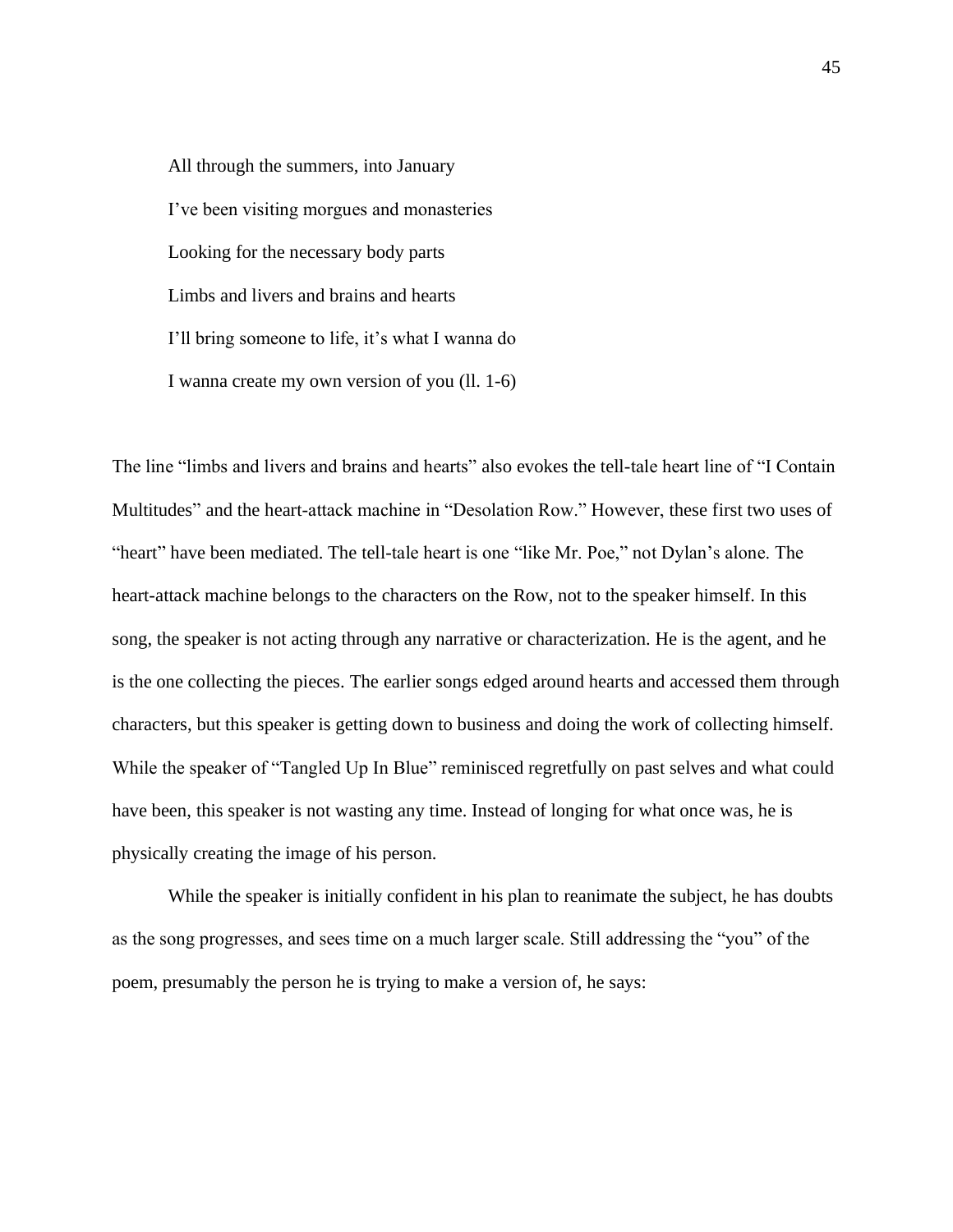> All through the summers, into January
>
> I've been visiting morgues and monasteries
>
> Looking for the necessary body parts
>
> Limbs and livers and brains and hearts
>
> I'll bring someone to life, it's what I wanna do
>
> I wanna create my own version of you (ll. 1-6)

The line "limbs and livers and brains and hearts" also evokes the tell-tale heart line of "I Contain Multitudes" and the heart-attack machine in "Desolation Row." However, these first two uses of "heart" have been mediated. The tell-tale heart is one "like Mr. Poe," not Dylan's alone. The heart-attack machine belongs to the characters on the Row, not to the speaker himself. In this song, the speaker is not acting through any narrative or characterization. He is the agent, and he is the one collecting the pieces. The earlier songs edged around hearts and accessed them through characters, but this speaker is getting down to business and doing the work of collecting himself. While the speaker of "Tangled Up In Blue" reminisced regretfully on past selves and what could have been, this speaker is not wasting any time. Instead of longing for what once was, he is physically creating the image of his person.

While the speaker is initially confident in his plan to reanimate the subject, he has doubts as the song progresses, and sees time on a much larger scale. Still addressing the "you" of the poem, presumably the person he is trying to make a version of, he says: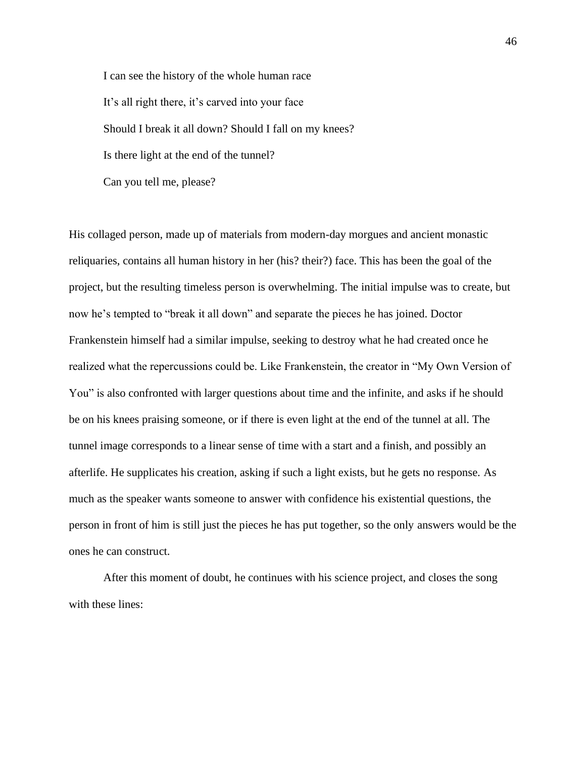> I can see the history of the whole human race
>
> It's all right there, it's carved into your face
>
> Should I break it all down? Should I fall on my knees?
>
> Is there light at the end of the tunnel?
>
> Can you tell me, please?

His collaged person, made up of materials from modern-day morgues and ancient monastic reliquaries, contains all human history in her (his? their?) face. This has been the goal of the project, but the resulting timeless person is overwhelming. The initial impulse was to create, but now he's tempted to "break it all down" and separate the pieces he has joined. Doctor Frankenstein himself had a similar impulse, seeking to destroy what he had created once he realized what the repercussions could be. Like Frankenstein, the creator in "My Own Version of You" is also confronted with larger questions about time and the infinite, and asks if he should be on his knees praising someone, or if there is even light at the end of the tunnel at all. The tunnel image corresponds to a linear sense of time with a start and a finish, and possibly an afterlife. He supplicates his creation, asking if such a light exists, but he gets no response. As much as the speaker wants someone to answer with confidence his existential questions, the person in front of him is still just the pieces he has put together, so the only answers would be the ones he can construct.

After this moment of doubt, he continues with his science project, and closes the song with these lines: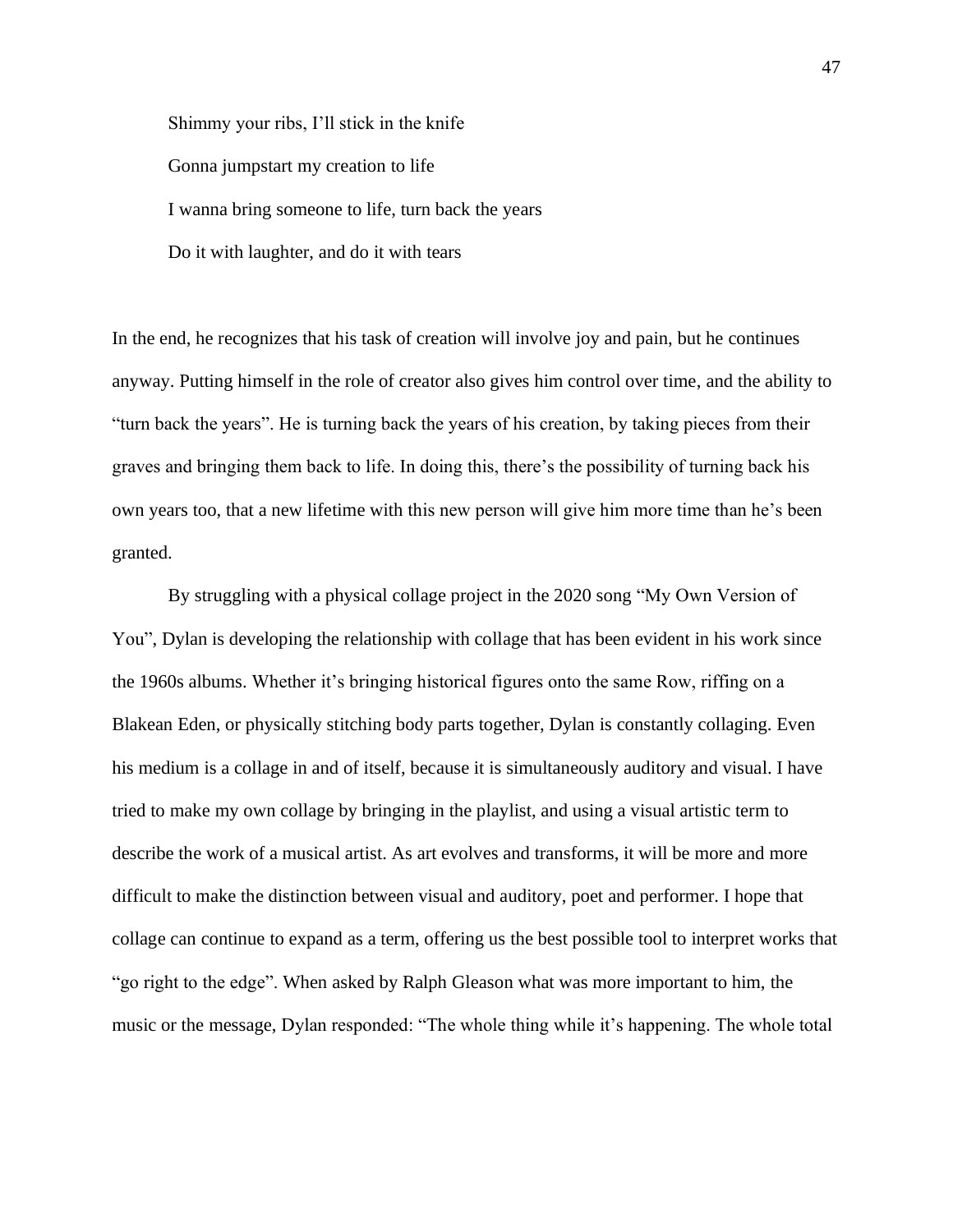Shimmy your ribs, I'll stick in the knife

Gonna jumpstart my creation to life

I wanna bring someone to life, turn back the years

Do it with laughter, and do it with tears

In the end, he recognizes that his task of creation will involve joy and pain, but he continues anyway. Putting himself in the role of creator also gives him control over time, and the ability to "turn back the years". He is turning back the years of his creation, by taking pieces from their graves and bringing them back to life. In doing this, there's the possibility of turning back his own years too, that a new lifetime with this new person will give him more time than he's been granted.

By struggling with a physical collage project in the 2020 song "My Own Version of You", Dylan is developing the relationship with collage that has been evident in his work since the 1960s albums. Whether it's bringing historical figures onto the same Row, riffing on a Blakean Eden, or physically stitching body parts together, Dylan is constantly collaging. Even his medium is a collage in and of itself, because it is simultaneously auditory and visual. I have tried to make my own collage by bringing in the playlist, and using a visual artistic term to describe the work of a musical artist. As art evolves and transforms, it will be more and more difficult to make the distinction between visual and auditory, poet and performer. I hope that collage can continue to expand as a term, offering us the best possible tool to interpret works that "go right to the edge". When asked by Ralph Gleason what was more important to him, the music or the message, Dylan responded: "The whole thing while it's happening. The whole total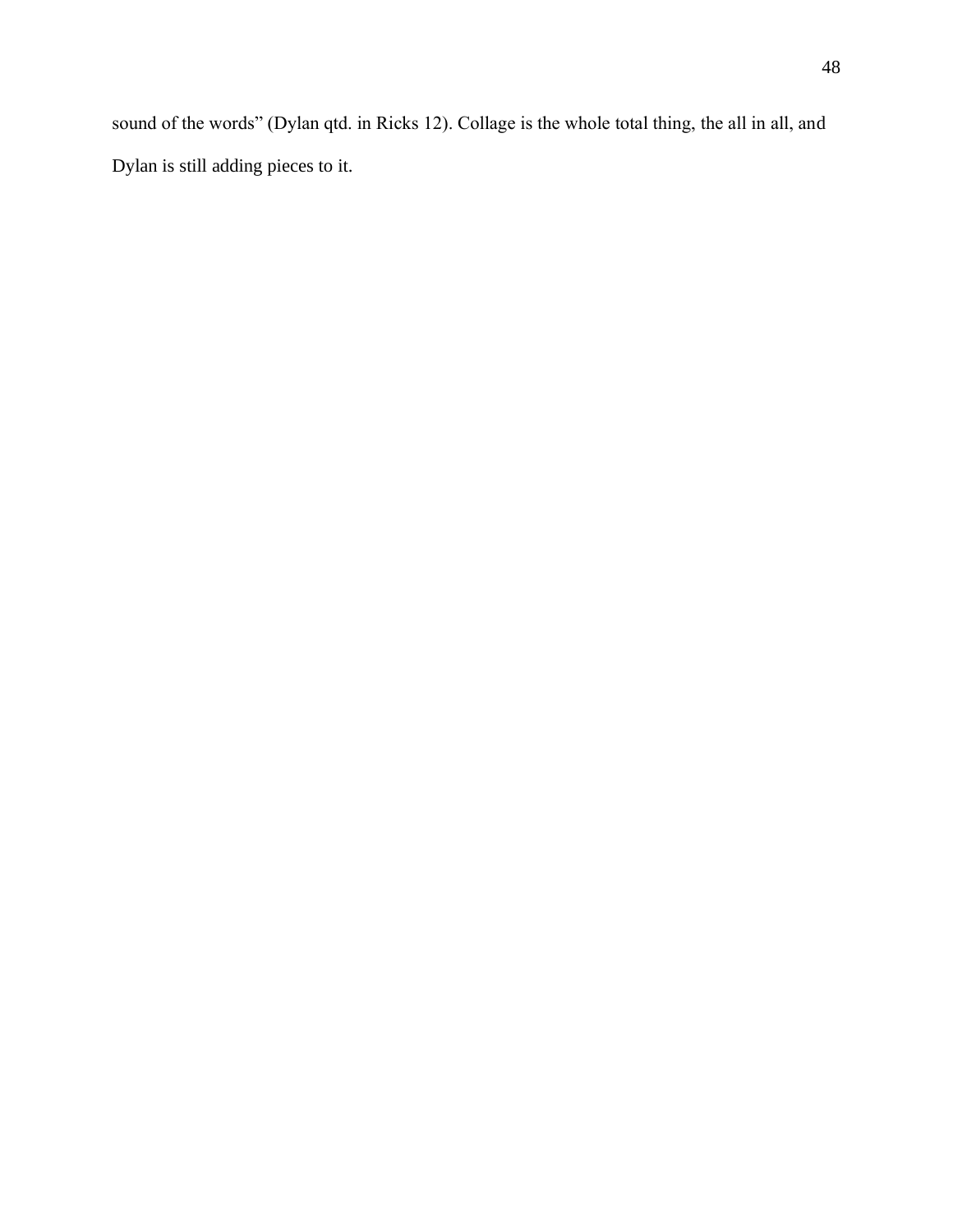sound of the words" (Dylan qtd. in Ricks 12). Collage is the whole total thing, the all in all, and Dylan is still adding pieces to it.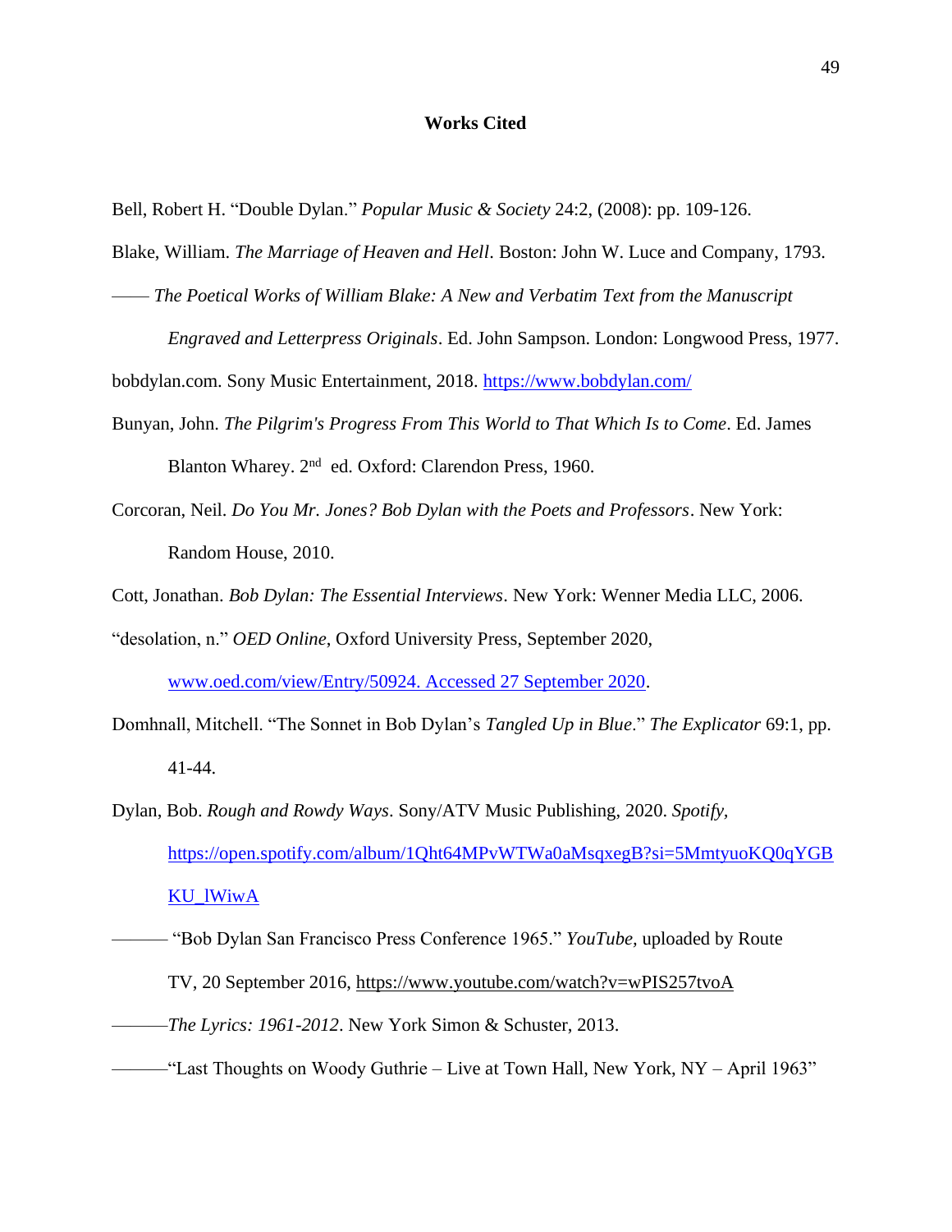**Works Cited**

Bell, Robert H. "Double Dylan." *Popular Music & Society* 24:2, (2008): pp. 109-126.

Blake, William. *The Marriage of Heaven and Hell*. Boston: John W. Luce and Company, 1793.

—— *The Poetical Works of William Blake: A New and Verbatim Text from the Manuscript Engraved and Letterpress Originals*. Ed. John Sampson. London: Longwood Press, 1977.

bobdylan.com. Sony Music Entertainment, 2018. https://www.bobdylan.com/

Bunyan, John. *The Pilgrim's Progress From This World to That Which Is to Come*. Ed. James Blanton Wharey. 2nd ed. Oxford: Clarendon Press, 1960.

Corcoran, Neil. *Do You Mr. Jones? Bob Dylan with the Poets and Professors*. New York: Random House, 2010.

Cott, Jonathan. *Bob Dylan: The Essential Interviews*. New York: Wenner Media LLC, 2006.

"desolation, n." *OED Online*, Oxford University Press, September 2020, www.oed.com/view/Entry/50924. Accessed 27 September 2020.

Domhnall, Mitchell. "The Sonnet in Bob Dylan's *Tangled Up in Blue*." *The Explicator* 69:1, pp. 41-44.

Dylan, Bob. *Rough and Rowdy Ways*. Sony/ATV Music Publishing, 2020. *Spotify,* https://open.spotify.com/album/1Qht64MPvWTWa0aMsqxegB?si=5MmtyuoKQ0qYGBKU_lWiwA

——— "Bob Dylan San Francisco Press Conference 1965." *YouTube,* uploaded by Route TV, 20 September 2016, https://www.youtube.com/watch?v=wPIS257tvoA

———*The Lyrics: 1961-2012*. New York Simon & Schuster, 2013.

———"Last Thoughts on Woody Guthrie – Live at Town Hall, New York, NY – April 1963"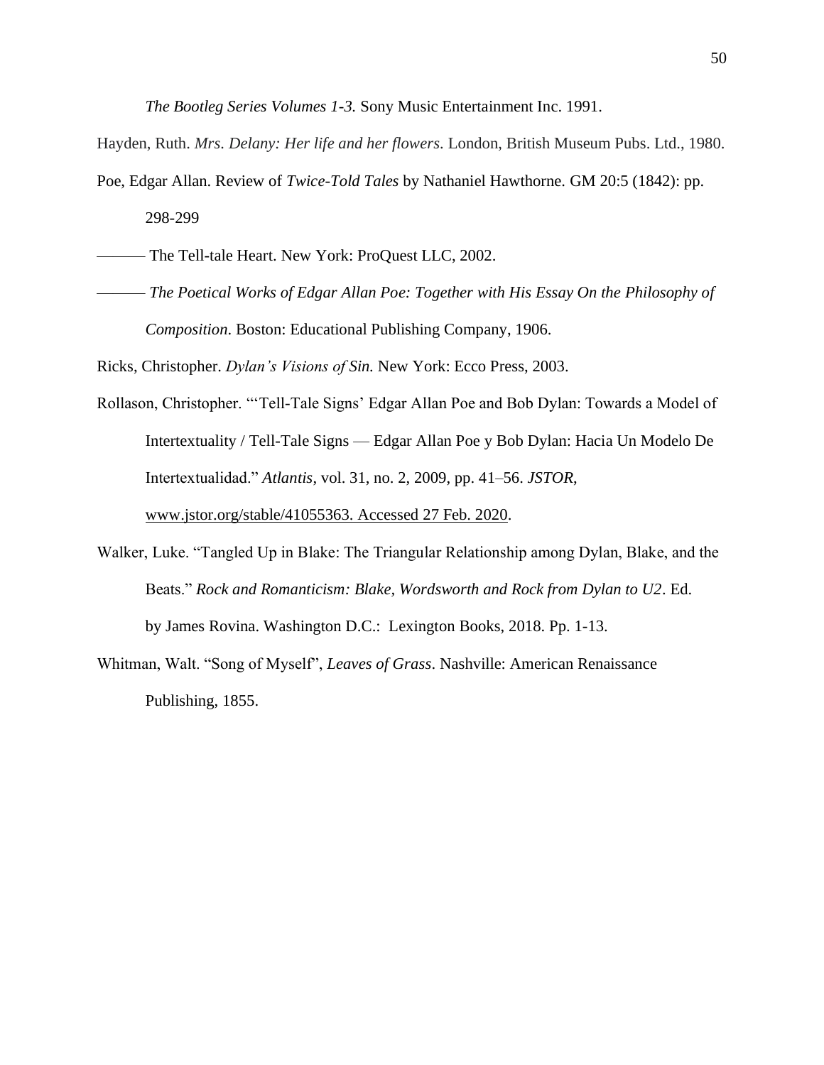*The Bootleg Series Volumes 1-3.* Sony Music Entertainment Inc. 1991.

Hayden, Ruth. *Mrs. Delany: Her life and her flowers*. London, British Museum Pubs. Ltd., 1980.

Poe, Edgar Allan. Review of *Twice-Told Tales* by Nathaniel Hawthorne. GM 20:5 (1842): pp. 298-299

——— The Tell-tale Heart. New York: ProQuest LLC, 2002.

——— *The Poetical Works of Edgar Allan Poe: Together with His Essay On the Philosophy of Composition.* Boston: Educational Publishing Company, 1906.

Ricks, Christopher. *Dylan's Visions of Sin.* New York: Ecco Press, 2003.

Rollason, Christopher. "'Tell-Tale Signs' Edgar Allan Poe and Bob Dylan: Towards a Model of Intertextuality / Tell-Tale Signs — Edgar Allan Poe y Bob Dylan: Hacia Un Modelo De Intertextualidad." *Atlantis*, vol. 31, no. 2, 2009, pp. 41–56. *JSTOR*, www.jstor.org/stable/41055363. Accessed 27 Feb. 2020.

Walker, Luke. "Tangled Up in Blake: The Triangular Relationship among Dylan, Blake, and the Beats." *Rock and Romanticism: Blake, Wordsworth and Rock from Dylan to U2*. Ed. by James Rovina. Washington D.C.: Lexington Books, 2018. Pp. 1-13.

Whitman, Walt. "Song of Myself", *Leaves of Grass*. Nashville: American Renaissance Publishing, 1855.